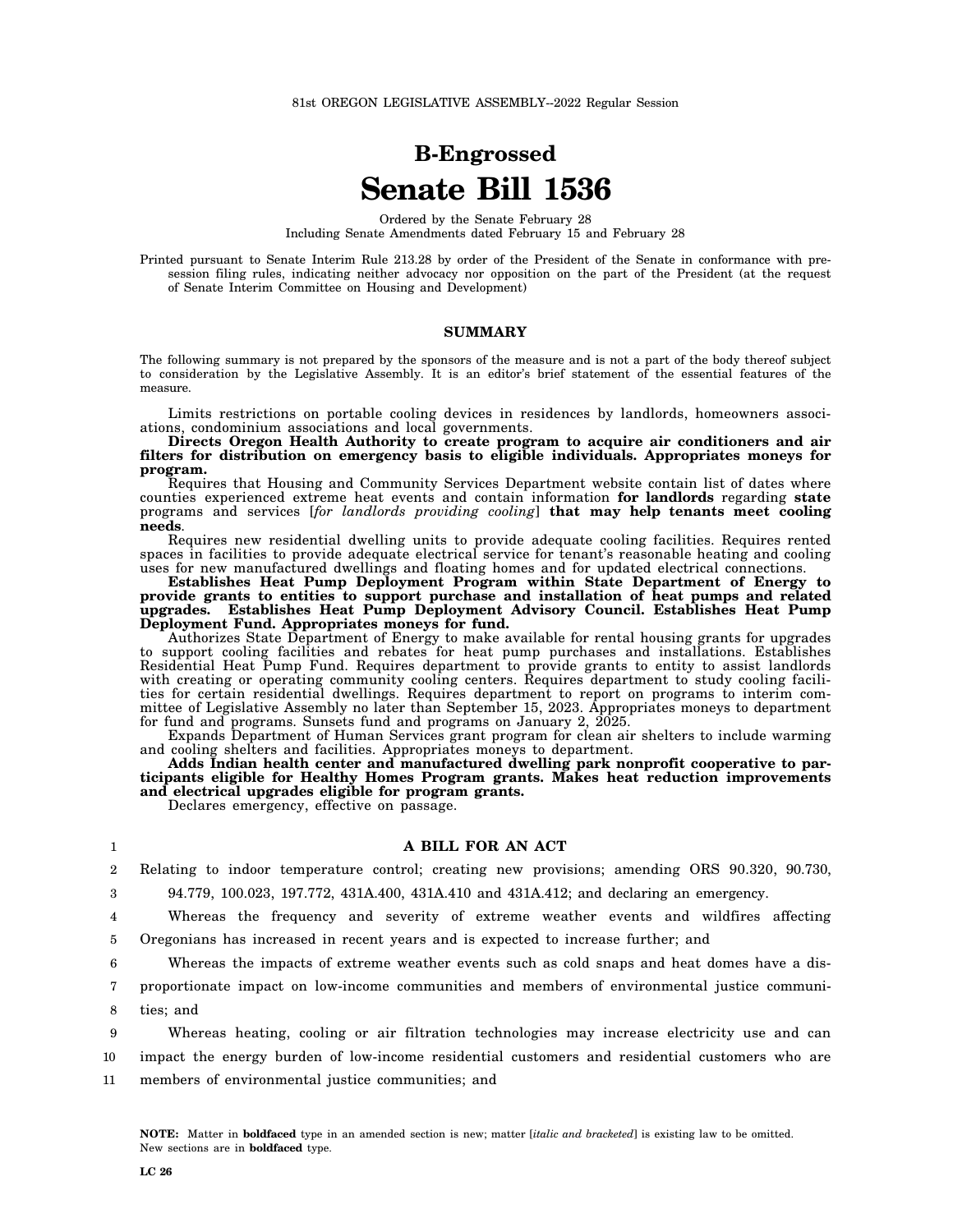81st OREGON LEGISLATIVE ASSEMBLY--2022 Regular Session

# B-Engrossed
# Senate Bill 1536

Ordered by the Senate February 28
Including Senate Amendments dated February 15 and February 28

Printed pursuant to Senate Interim Rule 213.28 by order of the President of the Senate in conformance with presession filing rules, indicating neither advocacy nor opposition on the part of the President (at the request of Senate Interim Committee on Housing and Development)

## SUMMARY

The following summary is not prepared by the sponsors of the measure and is not a part of the body thereof subject to consideration by the Legislative Assembly. It is an editor's brief statement of the essential features of the measure.

Limits restrictions on portable cooling devices in residences by landlords, homeowners associations, condominium associations and local governments.

**Directs Oregon Health Authority to create program to acquire air conditioners and air filters for distribution on emergency basis to eligible individuals. Appropriates moneys for program.**

Requires that Housing and Community Services Department website contain list of dates where counties experienced extreme heat events and contain information **for landlords** regarding **state** programs and services [*for landlords providing cooling*] **that may help tenants meet cooling needs**.

Requires new residential dwelling units to provide adequate cooling facilities. Requires rented spaces in facilities to provide adequate electrical service for tenant's reasonable heating and cooling uses for new manufactured dwellings and floating homes and for updated electrical connections.

**Establishes Heat Pump Deployment Program within State Department of Energy to provide grants to entities to support purchase and installation of heat pumps and related upgrades. Establishes Heat Pump Deployment Advisory Council. Establishes Heat Pump Deployment Fund. Appropriates moneys for fund.**

Authorizes State Department of Energy to make available for rental housing grants for upgrades to support cooling facilities and rebates for heat pump purchases and installations. Establishes Residential Heat Pump Fund. Requires department to provide grants to entity to assist landlords with creating or operating community cooling centers. Requires department to study cooling facilities for certain residential dwellings. Requires department to report on programs to interim committee of Legislative Assembly no later than September 15, 2023. Appropriates moneys to department for fund and programs. Sunsets fund and programs on January 2, 2025.

Expands Department of Human Services grant program for clean air shelters to include warming and cooling shelters and facilities. Appropriates moneys to department.

**Adds Indian health center and manufactured dwelling park nonprofit cooperative to participants eligible for Healthy Homes Program grants. Makes heat reduction improvements and electrical upgrades eligible for program grants.**

Declares emergency, effective on passage.

1 **A BILL FOR AN ACT**

2 Relating to indoor temperature control; creating new provisions; amending ORS 90.320, 90.730,
3 94.779, 100.023, 197.772, 431A.400, 431A.410 and 431A.412; and declaring an emergency.

4 Whereas the frequency and severity of extreme weather events and wildfires affecting
5 Oregonians has increased in recent years and is expected to increase further; and

6 Whereas the impacts of extreme weather events such as cold snaps and heat domes have a dis-
7 proportionate impact on low-income communities and members of environmental justice communi-
8 ties; and

9 Whereas heating, cooling or air filtration technologies may increase electricity use and can
10 impact the energy burden of low-income residential customers and residential customers who are
11 members of environmental justice communities; and

**NOTE:** Matter in **boldfaced** type in an amended section is new; matter [*italic and bracketed*] is existing law to be omitted. New sections are in **boldfaced** type.

LC 26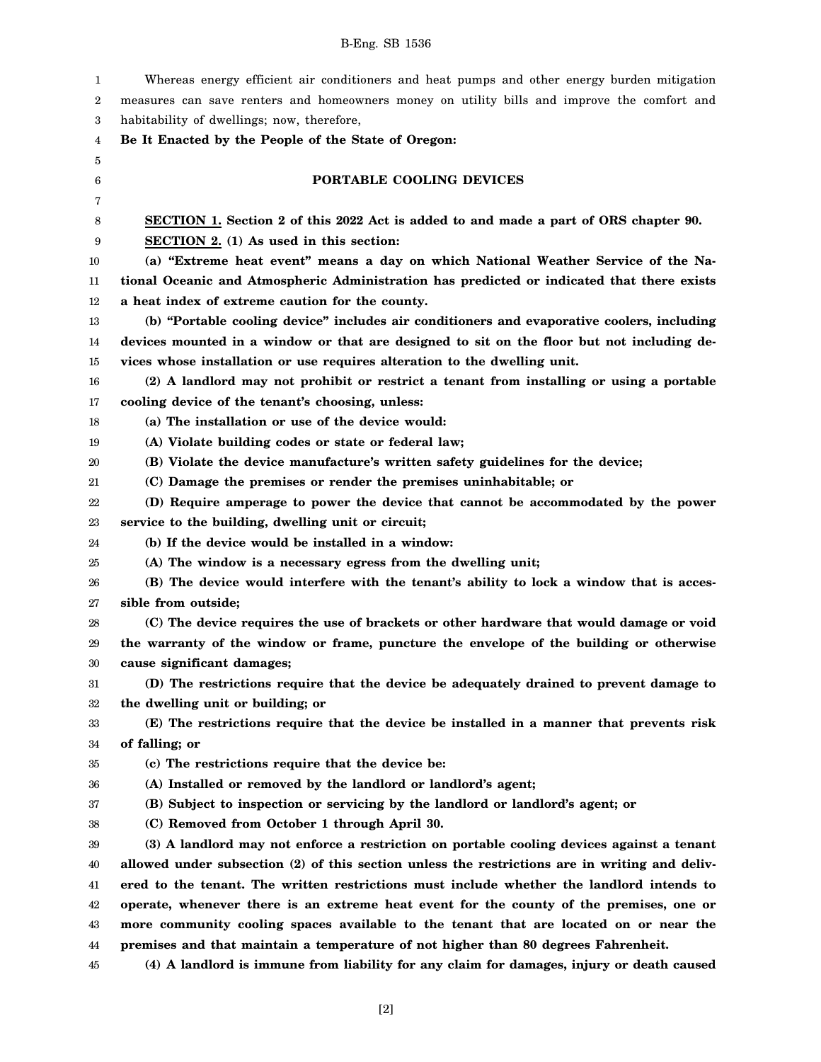Whereas energy efficient air conditioners and heat pumps and other energy burden mitigation measures can save renters and homeowners money on utility bills and improve the comfort and habitability of dwellings; now, therefore,

**Be It Enacted by the People of the State of Oregon:**

## PORTABLE COOLING DEVICES

**SECTION 1. Section 2 of this 2022 Act is added to and made a part of ORS chapter 90.**

**SECTION 2. (1) As used in this section:**

**(a) "Extreme heat event" means a day on which National Weather Service of the National Oceanic and Atmospheric Administration has predicted or indicated that there exists a heat index of extreme caution for the county.**

**(b) "Portable cooling device" includes air conditioners and evaporative coolers, including devices mounted in a window or that are designed to sit on the floor but not including devices whose installation or use requires alteration to the dwelling unit.**

**(2) A landlord may not prohibit or restrict a tenant from installing or using a portable cooling device of the tenant's choosing, unless:**

**(a) The installation or use of the device would:**

**(A) Violate building codes or state or federal law;**

**(B) Violate the device manufacture's written safety guidelines for the device;**

**(C) Damage the premises or render the premises uninhabitable; or**

**(D) Require amperage to power the device that cannot be accommodated by the power service to the building, dwelling unit or circuit;**

**(b) If the device would be installed in a window:**

**(A) The window is a necessary egress from the dwelling unit;**

**(B) The device would interfere with the tenant's ability to lock a window that is accessible from outside;**

**(C) The device requires the use of brackets or other hardware that would damage or void the warranty of the window or frame, puncture the envelope of the building or otherwise cause significant damages;**

**(D) The restrictions require that the device be adequately drained to prevent damage to the dwelling unit or building; or**

**(E) The restrictions require that the device be installed in a manner that prevents risk of falling; or**

**(c) The restrictions require that the device be:**

**(A) Installed or removed by the landlord or landlord's agent;**

**(B) Subject to inspection or servicing by the landlord or landlord's agent; or**

**(C) Removed from October 1 through April 30.**

**(3) A landlord may not enforce a restriction on portable cooling devices against a tenant allowed under subsection (2) of this section unless the restrictions are in writing and delivered to the tenant. The written restrictions must include whether the landlord intends to operate, whenever there is an extreme heat event for the county of the premises, one or more community cooling spaces available to the tenant that are located on or near the premises and that maintain a temperature of not higher than 80 degrees Fahrenheit.**

**(4) A landlord is immune from liability for any claim for damages, injury or death caused**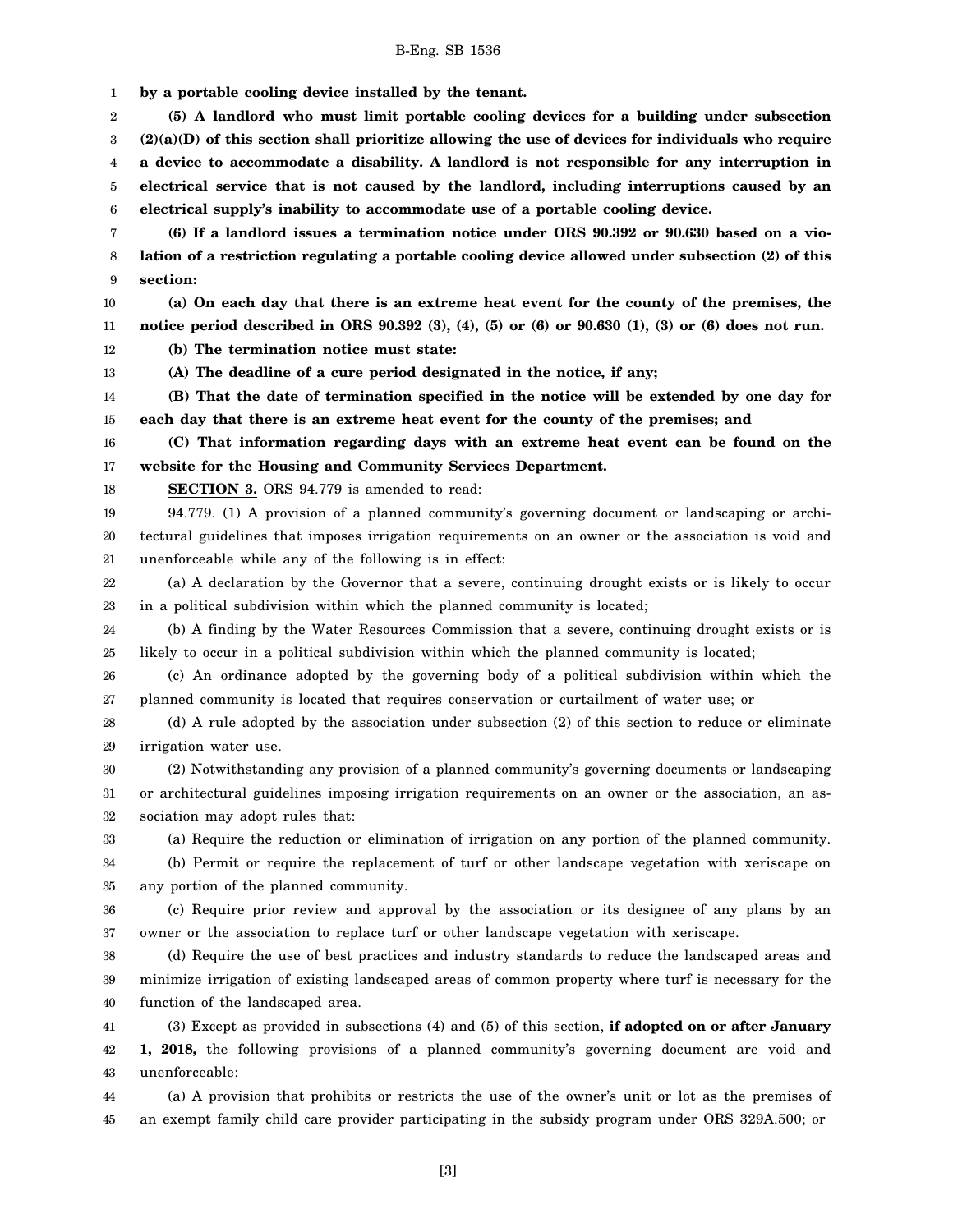**by a portable cooling device installed by the tenant.**

**(5) A landlord who must limit portable cooling devices for a building under subsection (2)(a)(D) of this section shall prioritize allowing the use of devices for individuals who require a device to accommodate a disability. A landlord is not responsible for any interruption in electrical service that is not caused by the landlord, including interruptions caused by an electrical supply's inability to accommodate use of a portable cooling device.**

**(6) If a landlord issues a termination notice under ORS 90.392 or 90.630 based on a violation of a restriction regulating a portable cooling device allowed under subsection (2) of this section:**

**(a) On each day that there is an extreme heat event for the county of the premises, the notice period described in ORS 90.392 (3), (4), (5) or (6) or 90.630 (1), (3) or (6) does not run.**

**(b) The termination notice must state:**

**(A) The deadline of a cure period designated in the notice, if any;**

**(B) That the date of termination specified in the notice will be extended by one day for each day that there is an extreme heat event for the county of the premises; and**

**(C) That information regarding days with an extreme heat event can be found on the website for the Housing and Community Services Department.**

**SECTION 3.** ORS 94.779 is amended to read:

94.779. (1) A provision of a planned community's governing document or landscaping or architectural guidelines that imposes irrigation requirements on an owner or the association is void and unenforceable while any of the following is in effect:

(a) A declaration by the Governor that a severe, continuing drought exists or is likely to occur in a political subdivision within which the planned community is located;

(b) A finding by the Water Resources Commission that a severe, continuing drought exists or is likely to occur in a political subdivision within which the planned community is located;

(c) An ordinance adopted by the governing body of a political subdivision within which the planned community is located that requires conservation or curtailment of water use; or

(d) A rule adopted by the association under subsection (2) of this section to reduce or eliminate irrigation water use.

(2) Notwithstanding any provision of a planned community's governing documents or landscaping or architectural guidelines imposing irrigation requirements on an owner or the association, an association may adopt rules that:

(a) Require the reduction or elimination of irrigation on any portion of the planned community.

(b) Permit or require the replacement of turf or other landscape vegetation with xeriscape on any portion of the planned community.

(c) Require prior review and approval by the association or its designee of any plans by an owner or the association to replace turf or other landscape vegetation with xeriscape.

(d) Require the use of best practices and industry standards to reduce the landscaped areas and minimize irrigation of existing landscaped areas of common property where turf is necessary for the function of the landscaped area.

(3) Except as provided in subsections (4) and (5) of this section, **if adopted on or after January 1, 2018,** the following provisions of a planned community's governing document are void and unenforceable:

(a) A provision that prohibits or restricts the use of the owner's unit or lot as the premises of an exempt family child care provider participating in the subsidy program under ORS 329A.500; or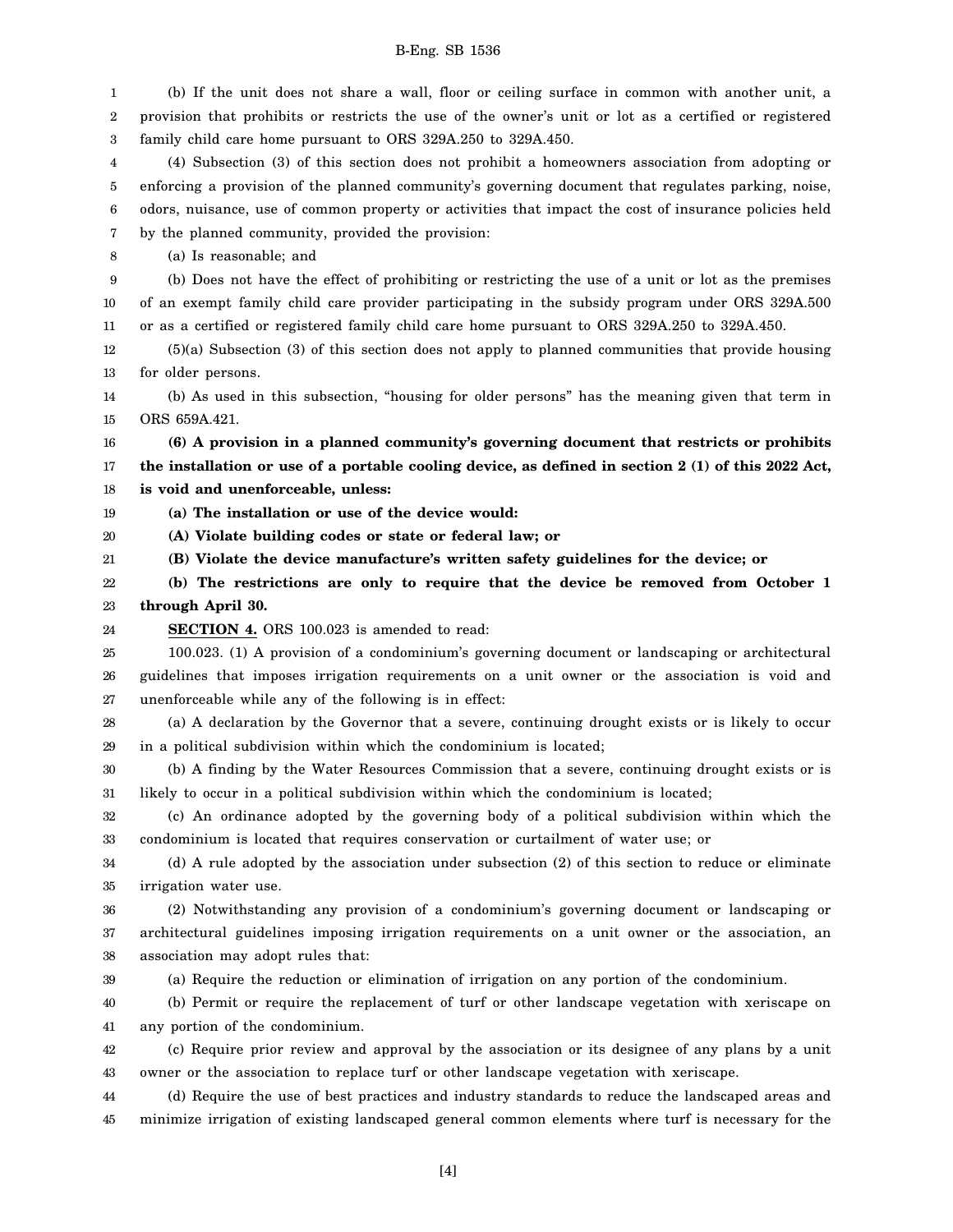(b) If the unit does not share a wall, floor or ceiling surface in common with another unit, a provision that prohibits or restricts the use of the owner's unit or lot as a certified or registered family child care home pursuant to ORS 329A.250 to 329A.450.

(4) Subsection (3) of this section does not prohibit a homeowners association from adopting or enforcing a provision of the planned community's governing document that regulates parking, noise, odors, nuisance, use of common property or activities that impact the cost of insurance policies held by the planned community, provided the provision:

(a) Is reasonable; and

(b) Does not have the effect of prohibiting or restricting the use of a unit or lot as the premises of an exempt family child care provider participating in the subsidy program under ORS 329A.500 or as a certified or registered family child care home pursuant to ORS 329A.250 to 329A.450.

(5)(a) Subsection (3) of this section does not apply to planned communities that provide housing for older persons.

(b) As used in this subsection, "housing for older persons" has the meaning given that term in ORS 659A.421.

**(6) A provision in a planned community's governing document that restricts or prohibits the installation or use of a portable cooling device, as defined in section 2 (1) of this 2022 Act, is void and unenforceable, unless:**

**(a) The installation or use of the device would:**

**(A) Violate building codes or state or federal law; or**

**(B) Violate the device manufacture's written safety guidelines for the device; or**

**(b) The restrictions are only to require that the device be removed from October 1 through April 30.**

**SECTION 4.** ORS 100.023 is amended to read:

100.023. (1) A provision of a condominium's governing document or landscaping or architectural guidelines that imposes irrigation requirements on a unit owner or the association is void and unenforceable while any of the following is in effect:

(a) A declaration by the Governor that a severe, continuing drought exists or is likely to occur in a political subdivision within which the condominium is located;

(b) A finding by the Water Resources Commission that a severe, continuing drought exists or is likely to occur in a political subdivision within which the condominium is located;

(c) An ordinance adopted by the governing body of a political subdivision within which the condominium is located that requires conservation or curtailment of water use; or

(d) A rule adopted by the association under subsection (2) of this section to reduce or eliminate irrigation water use.

(2) Notwithstanding any provision of a condominium's governing document or landscaping or architectural guidelines imposing irrigation requirements on a unit owner or the association, an association may adopt rules that:

(a) Require the reduction or elimination of irrigation on any portion of the condominium.

(b) Permit or require the replacement of turf or other landscape vegetation with xeriscape on any portion of the condominium.

(c) Require prior review and approval by the association or its designee of any plans by a unit owner or the association to replace turf or other landscape vegetation with xeriscape.

(d) Require the use of best practices and industry standards to reduce the landscaped areas and minimize irrigation of existing landscaped general common elements where turf is necessary for the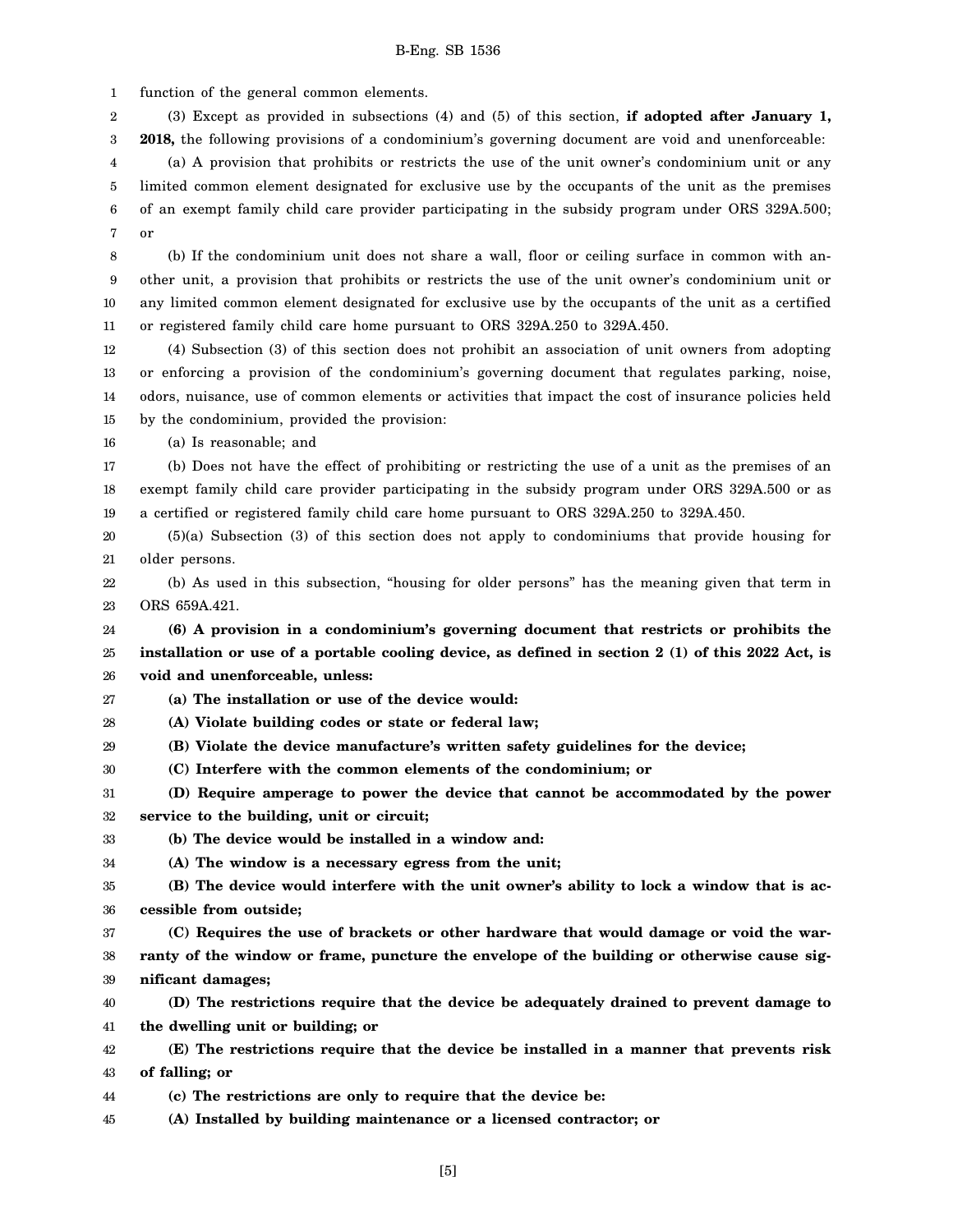function of the general common elements.

(3) Except as provided in subsections (4) and (5) of this section, **if adopted after January 1, 2018,** the following provisions of a condominium's governing document are void and unenforceable:

(a) A provision that prohibits or restricts the use of the unit owner's condominium unit or any limited common element designated for exclusive use by the occupants of the unit as the premises of an exempt family child care provider participating in the subsidy program under ORS 329A.500; or

(b) If the condominium unit does not share a wall, floor or ceiling surface in common with another unit, a provision that prohibits or restricts the use of the unit owner's condominium unit or any limited common element designated for exclusive use by the occupants of the unit as a certified or registered family child care home pursuant to ORS 329A.250 to 329A.450.

(4) Subsection (3) of this section does not prohibit an association of unit owners from adopting or enforcing a provision of the condominium's governing document that regulates parking, noise, odors, nuisance, use of common elements or activities that impact the cost of insurance policies held by the condominium, provided the provision:

(a) Is reasonable; and

(b) Does not have the effect of prohibiting or restricting the use of a unit as the premises of an exempt family child care provider participating in the subsidy program under ORS 329A.500 or as a certified or registered family child care home pursuant to ORS 329A.250 to 329A.450.

(5)(a) Subsection (3) of this section does not apply to condominiums that provide housing for older persons.

(b) As used in this subsection, "housing for older persons" has the meaning given that term in ORS 659A.421.

**(6) A provision in a condominium's governing document that restricts or prohibits the installation or use of a portable cooling device, as defined in section 2 (1) of this 2022 Act, is void and unenforceable, unless:**

**(a) The installation or use of the device would:**

**(A) Violate building codes or state or federal law;**

**(B) Violate the device manufacture's written safety guidelines for the device;**

**(C) Interfere with the common elements of the condominium; or**

**(D) Require amperage to power the device that cannot be accommodated by the power service to the building, unit or circuit;**

**(b) The device would be installed in a window and:**

**(A) The window is a necessary egress from the unit;**

**(B) The device would interfere with the unit owner's ability to lock a window that is accessible from outside;**

**(C) Requires the use of brackets or other hardware that would damage or void the warranty of the window or frame, puncture the envelope of the building or otherwise cause significant damages;**

**(D) The restrictions require that the device be adequately drained to prevent damage to the dwelling unit or building; or**

**(E) The restrictions require that the device be installed in a manner that prevents risk of falling; or**

**(c) The restrictions are only to require that the device be:**

**(A) Installed by building maintenance or a licensed contractor; or**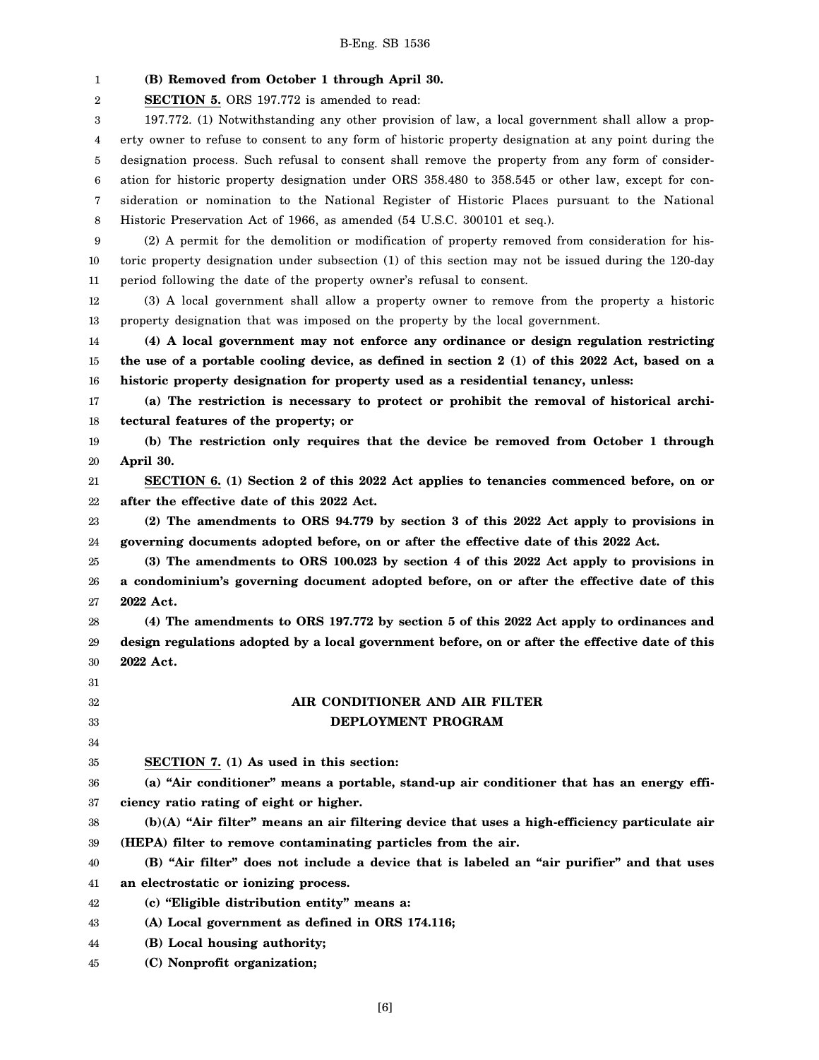**(B) Removed from October 1 through April 30.**

**SECTION 5.** ORS 197.772 is amended to read:

197.772. (1) Notwithstanding any other provision of law, a local government shall allow a property owner to refuse to consent to any form of historic property designation at any point during the designation process. Such refusal to consent shall remove the property from any form of consideration for historic property designation under ORS 358.480 to 358.545 or other law, except for consideration or nomination to the National Register of Historic Places pursuant to the National Historic Preservation Act of 1966, as amended (54 U.S.C. 300101 et seq.).

(2) A permit for the demolition or modification of property removed from consideration for historic property designation under subsection (1) of this section may not be issued during the 120-day period following the date of the property owner's refusal to consent.

(3) A local government shall allow a property owner to remove from the property a historic property designation that was imposed on the property by the local government.

**(4) A local government may not enforce any ordinance or design regulation restricting the use of a portable cooling device, as defined in section 2 (1) of this 2022 Act, based on a historic property designation for property used as a residential tenancy, unless:**

**(a) The restriction is necessary to protect or prohibit the removal of historical architectural features of the property; or**

**(b) The restriction only requires that the device be removed from October 1 through April 30.**

**SECTION 6. (1) Section 2 of this 2022 Act applies to tenancies commenced before, on or after the effective date of this 2022 Act.**

**(2) The amendments to ORS 94.779 by section 3 of this 2022 Act apply to provisions in governing documents adopted before, on or after the effective date of this 2022 Act.**

**(3) The amendments to ORS 100.023 by section 4 of this 2022 Act apply to provisions in a condominium's governing document adopted before, on or after the effective date of this 2022 Act.**

**(4) The amendments to ORS 197.772 by section 5 of this 2022 Act apply to ordinances and design regulations adopted by a local government before, on or after the effective date of this 2022 Act.**

## AIR CONDITIONER AND AIR FILTER DEPLOYMENT PROGRAM

**SECTION 7. (1) As used in this section:**

**(a) "Air conditioner" means a portable, stand-up air conditioner that has an energy efficiency ratio rating of eight or higher.**

**(b)(A) "Air filter" means an air filtering device that uses a high-efficiency particulate air (HEPA) filter to remove contaminating particles from the air.**

**(B) "Air filter" does not include a device that is labeled an "air purifier" and that uses an electrostatic or ionizing process.**

**(c) "Eligible distribution entity" means a:**

**(A) Local government as defined in ORS 174.116;**

**(B) Local housing authority;**

**(C) Nonprofit organization;**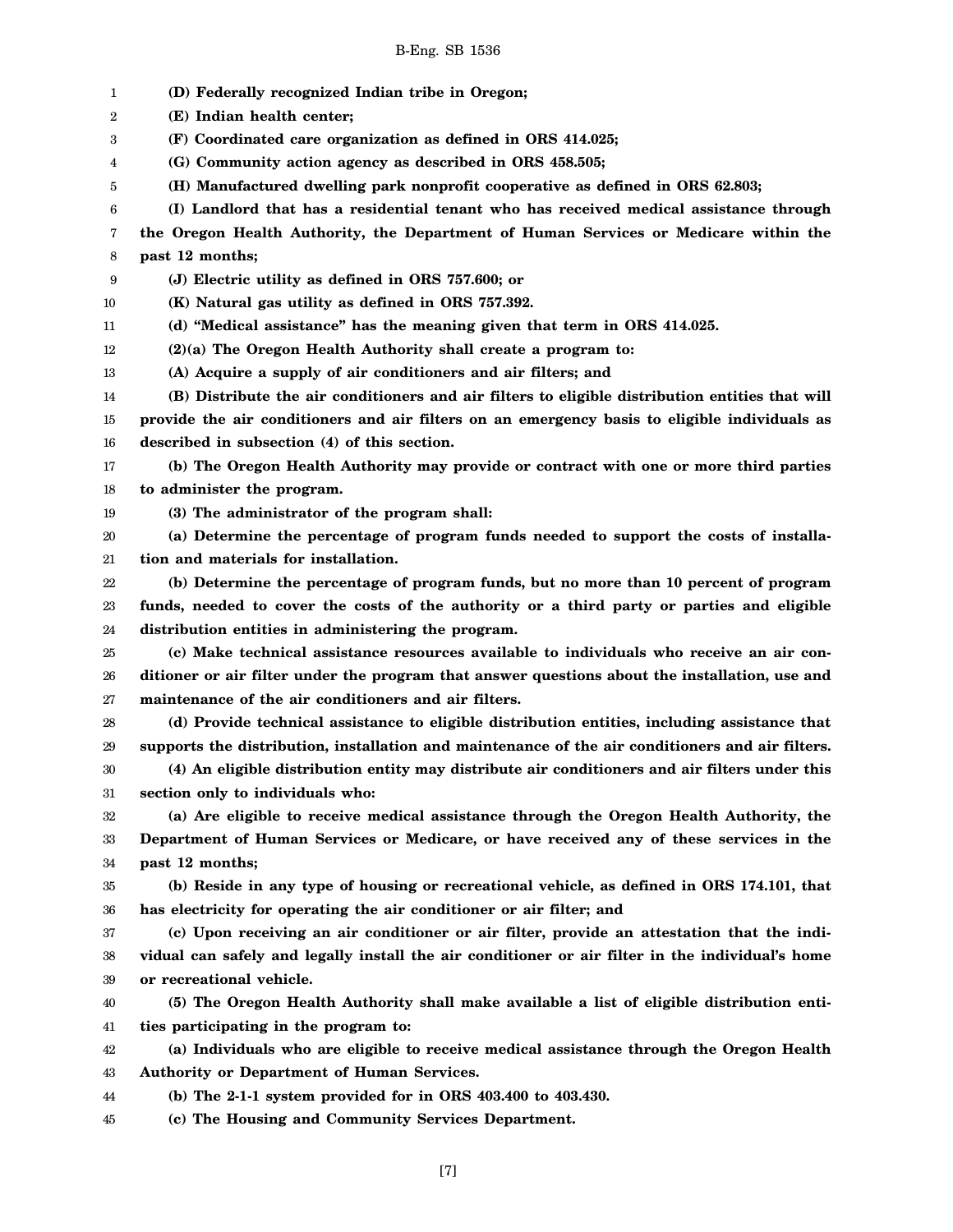**(D) Federally recognized Indian tribe in Oregon;**

**(E) Indian health center;**

**(F) Coordinated care organization as defined in ORS 414.025;**

**(G) Community action agency as described in ORS 458.505;**

**(H) Manufactured dwelling park nonprofit cooperative as defined in ORS 62.803;**

**(I) Landlord that has a residential tenant who has received medical assistance through the Oregon Health Authority, the Department of Human Services or Medicare within the past 12 months;**

**(J) Electric utility as defined in ORS 757.600; or**

**(K) Natural gas utility as defined in ORS 757.392.**

**(d) "Medical assistance" has the meaning given that term in ORS 414.025.**

**(2)(a) The Oregon Health Authority shall create a program to:**

**(A) Acquire a supply of air conditioners and air filters; and**

**(B) Distribute the air conditioners and air filters to eligible distribution entities that will provide the air conditioners and air filters on an emergency basis to eligible individuals as described in subsection (4) of this section.**

**(b) The Oregon Health Authority may provide or contract with one or more third parties to administer the program.**

**(3) The administrator of the program shall:**

**(a) Determine the percentage of program funds needed to support the costs of installation and materials for installation.**

**(b) Determine the percentage of program funds, but no more than 10 percent of program funds, needed to cover the costs of the authority or a third party or parties and eligible distribution entities in administering the program.**

**(c) Make technical assistance resources available to individuals who receive an air conditioner or air filter under the program that answer questions about the installation, use and maintenance of the air conditioners and air filters.**

**(d) Provide technical assistance to eligible distribution entities, including assistance that supports the distribution, installation and maintenance of the air conditioners and air filters.**

**(4) An eligible distribution entity may distribute air conditioners and air filters under this section only to individuals who:**

**(a) Are eligible to receive medical assistance through the Oregon Health Authority, the Department of Human Services or Medicare, or have received any of these services in the past 12 months;**

**(b) Reside in any type of housing or recreational vehicle, as defined in ORS 174.101, that has electricity for operating the air conditioner or air filter; and**

**(c) Upon receiving an air conditioner or air filter, provide an attestation that the individual can safely and legally install the air conditioner or air filter in the individual's home or recreational vehicle.**

**(5) The Oregon Health Authority shall make available a list of eligible distribution entities participating in the program to:**

**(a) Individuals who are eligible to receive medical assistance through the Oregon Health Authority or Department of Human Services.**

**(b) The 2-1-1 system provided for in ORS 403.400 to 403.430.**

**(c) The Housing and Community Services Department.**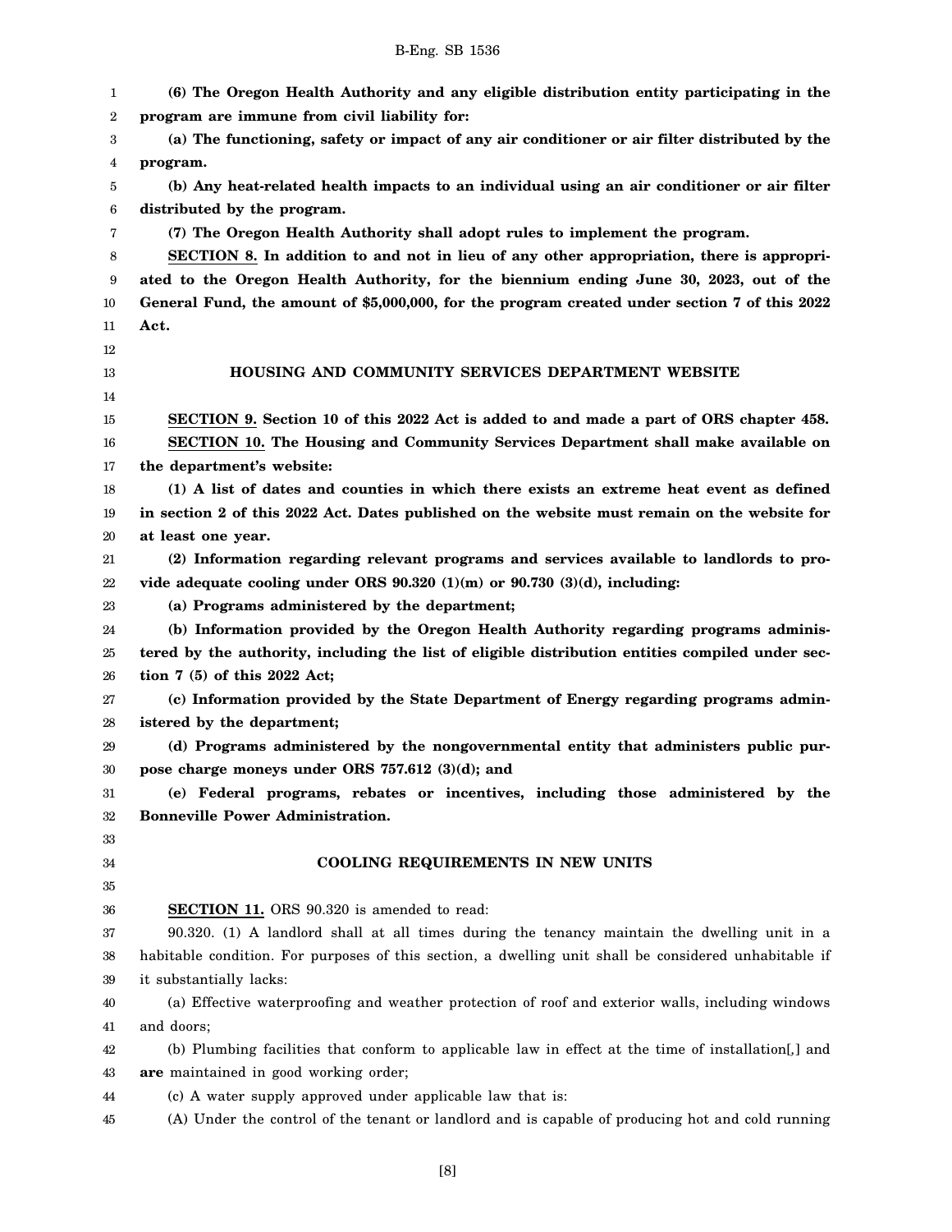**(6) The Oregon Health Authority and any eligible distribution entity participating in the program are immune from civil liability for:**

**(a) The functioning, safety or impact of any air conditioner or air filter distributed by the program.**

**(b) Any heat-related health impacts to an individual using an air conditioner or air filter distributed by the program.**

**(7) The Oregon Health Authority shall adopt rules to implement the program.**

**SECTION 8. In addition to and not in lieu of any other appropriation, there is appropriated to the Oregon Health Authority, for the biennium ending June 30, 2023, out of the General Fund, the amount of $5,000,000, for the program created under section 7 of this 2022 Act.**

## HOUSING AND COMMUNITY SERVICES DEPARTMENT WEBSITE

**SECTION 9. Section 10 of this 2022 Act is added to and made a part of ORS chapter 458.**

**SECTION 10. The Housing and Community Services Department shall make available on the department's website:**

**(1) A list of dates and counties in which there exists an extreme heat event as defined in section 2 of this 2022 Act. Dates published on the website must remain on the website for at least one year.**

**(2) Information regarding relevant programs and services available to landlords to provide adequate cooling under ORS 90.320 (1)(m) or 90.730 (3)(d), including:**

**(a) Programs administered by the department;**

**(b) Information provided by the Oregon Health Authority regarding programs administered by the authority, including the list of eligible distribution entities compiled under section 7 (5) of this 2022 Act;**

**(c) Information provided by the State Department of Energy regarding programs administered by the department;**

**(d) Programs administered by the nongovernmental entity that administers public purpose charge moneys under ORS 757.612 (3)(d); and**

**(e) Federal programs, rebates or incentives, including those administered by the Bonneville Power Administration.**

## COOLING REQUIREMENTS IN NEW UNITS

**SECTION 11.** ORS 90.320 is amended to read:

90.320. (1) A landlord shall at all times during the tenancy maintain the dwelling unit in a habitable condition. For purposes of this section, a dwelling unit shall be considered unhabitable if it substantially lacks:

(a) Effective waterproofing and weather protection of roof and exterior walls, including windows and doors;

(b) Plumbing facilities that conform to applicable law in effect at the time of installation[,] and **are** maintained in good working order;

(c) A water supply approved under applicable law that is:

(A) Under the control of the tenant or landlord and is capable of producing hot and cold running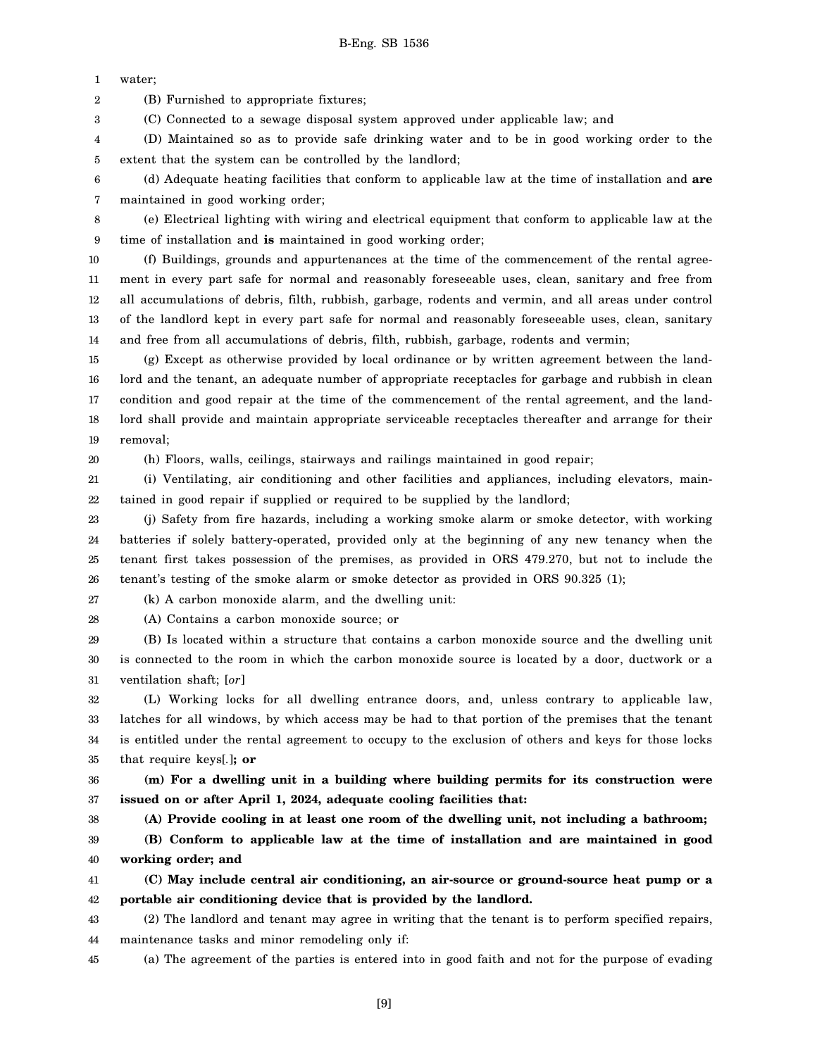water;

(B) Furnished to appropriate fixtures;

(C) Connected to a sewage disposal system approved under applicable law; and

(D) Maintained so as to provide safe drinking water and to be in good working order to the extent that the system can be controlled by the landlord;

(d) Adequate heating facilities that conform to applicable law at the time of installation and **are** maintained in good working order;

(e) Electrical lighting with wiring and electrical equipment that conform to applicable law at the time of installation and **is** maintained in good working order;

(f) Buildings, grounds and appurtenances at the time of the commencement of the rental agreement in every part safe for normal and reasonably foreseeable uses, clean, sanitary and free from all accumulations of debris, filth, rubbish, garbage, rodents and vermin, and all areas under control of the landlord kept in every part safe for normal and reasonably foreseeable uses, clean, sanitary and free from all accumulations of debris, filth, rubbish, garbage, rodents and vermin;

(g) Except as otherwise provided by local ordinance or by written agreement between the landlord and the tenant, an adequate number of appropriate receptacles for garbage and rubbish in clean condition and good repair at the time of the commencement of the rental agreement, and the landlord shall provide and maintain appropriate serviceable receptacles thereafter and arrange for their removal;

(h) Floors, walls, ceilings, stairways and railings maintained in good repair;

(i) Ventilating, air conditioning and other facilities and appliances, including elevators, maintained in good repair if supplied or required to be supplied by the landlord;

(j) Safety from fire hazards, including a working smoke alarm or smoke detector, with working batteries if solely battery-operated, provided only at the beginning of any new tenancy when the tenant first takes possession of the premises, as provided in ORS 479.270, but not to include the tenant's testing of the smoke alarm or smoke detector as provided in ORS 90.325 (1);

(k) A carbon monoxide alarm, and the dwelling unit:

(A) Contains a carbon monoxide source; or

(B) Is located within a structure that contains a carbon monoxide source and the dwelling unit is connected to the room in which the carbon monoxide source is located by a door, ductwork or a ventilation shaft; [*or*]

(L) Working locks for all dwelling entrance doors, and, unless contrary to applicable law, latches for all windows, by which access may be had to that portion of the premises that the tenant is entitled under the rental agreement to occupy to the exclusion of others and keys for those locks that require keys[*.*]**; or**

**(m) For a dwelling unit in a building where building permits for its construction were issued on or after April 1, 2024, adequate cooling facilities that:**

**(A) Provide cooling in at least one room of the dwelling unit, not including a bathroom;**

**(B) Conform to applicable law at the time of installation and are maintained in good working order; and**

**(C) May include central air conditioning, an air-source or ground-source heat pump or a portable air conditioning device that is provided by the landlord.**

(2) The landlord and tenant may agree in writing that the tenant is to perform specified repairs, maintenance tasks and minor remodeling only if:

(a) The agreement of the parties is entered into in good faith and not for the purpose of evading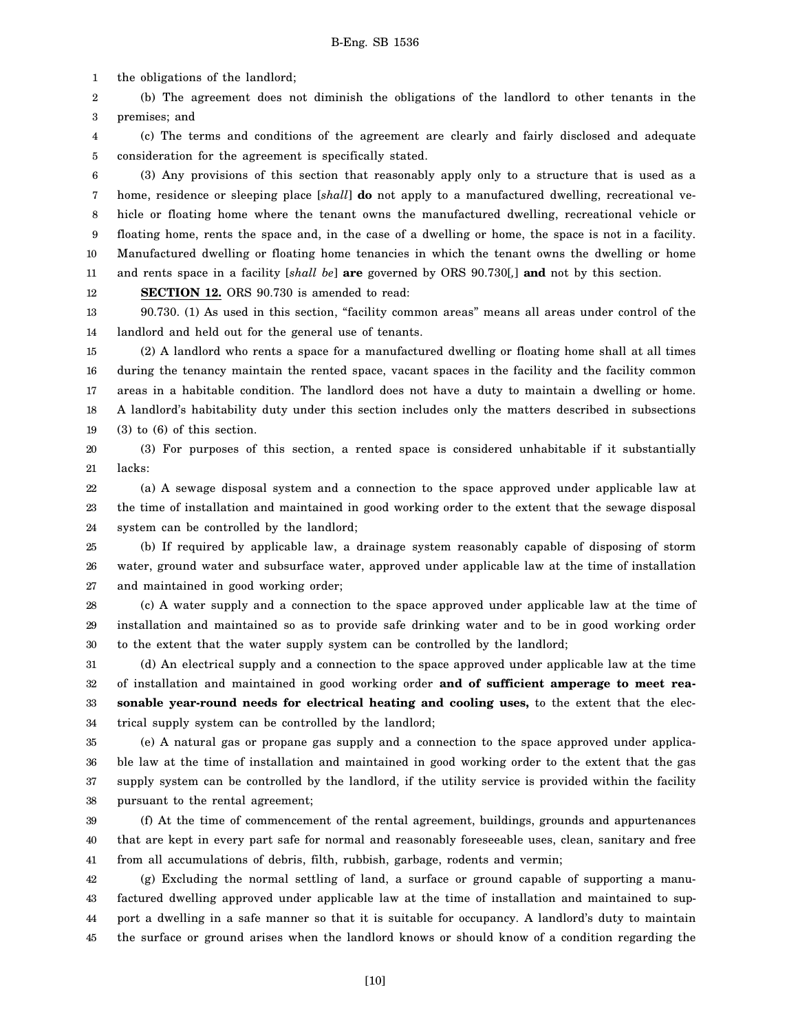the obligations of the landlord;

(b) The agreement does not diminish the obligations of the landlord to other tenants in the premises; and

(c) The terms and conditions of the agreement are clearly and fairly disclosed and adequate consideration for the agreement is specifically stated.

(3) Any provisions of this section that reasonably apply only to a structure that is used as a home, residence or sleeping place [*shall*] **do** not apply to a manufactured dwelling, recreational vehicle or floating home where the tenant owns the manufactured dwelling, recreational vehicle or floating home, rents the space and, in the case of a dwelling or home, the space is not in a facility. Manufactured dwelling or floating home tenancies in which the tenant owns the dwelling or home and rents space in a facility [*shall be*] **are** governed by ORS 90.730[*,*] **and** not by this section.

**SECTION 12.** ORS 90.730 is amended to read:

90.730. (1) As used in this section, "facility common areas" means all areas under control of the landlord and held out for the general use of tenants.

(2) A landlord who rents a space for a manufactured dwelling or floating home shall at all times during the tenancy maintain the rented space, vacant spaces in the facility and the facility common areas in a habitable condition. The landlord does not have a duty to maintain a dwelling or home. A landlord's habitability duty under this section includes only the matters described in subsections (3) to (6) of this section.

(3) For purposes of this section, a rented space is considered unhabitable if it substantially lacks:

(a) A sewage disposal system and a connection to the space approved under applicable law at the time of installation and maintained in good working order to the extent that the sewage disposal system can be controlled by the landlord;

(b) If required by applicable law, a drainage system reasonably capable of disposing of storm water, ground water and subsurface water, approved under applicable law at the time of installation and maintained in good working order;

(c) A water supply and a connection to the space approved under applicable law at the time of installation and maintained so as to provide safe drinking water and to be in good working order to the extent that the water supply system can be controlled by the landlord;

(d) An electrical supply and a connection to the space approved under applicable law at the time of installation and maintained in good working order **and of sufficient amperage to meet reasonable year-round needs for electrical heating and cooling uses,** to the extent that the electrical supply system can be controlled by the landlord;

(e) A natural gas or propane gas supply and a connection to the space approved under applicable law at the time of installation and maintained in good working order to the extent that the gas supply system can be controlled by the landlord, if the utility service is provided within the facility pursuant to the rental agreement;

(f) At the time of commencement of the rental agreement, buildings, grounds and appurtenances that are kept in every part safe for normal and reasonably foreseeable uses, clean, sanitary and free from all accumulations of debris, filth, rubbish, garbage, rodents and vermin;

(g) Excluding the normal settling of land, a surface or ground capable of supporting a manufactured dwelling approved under applicable law at the time of installation and maintained to support a dwelling in a safe manner so that it is suitable for occupancy. A landlord's duty to maintain the surface or ground arises when the landlord knows or should know of a condition regarding the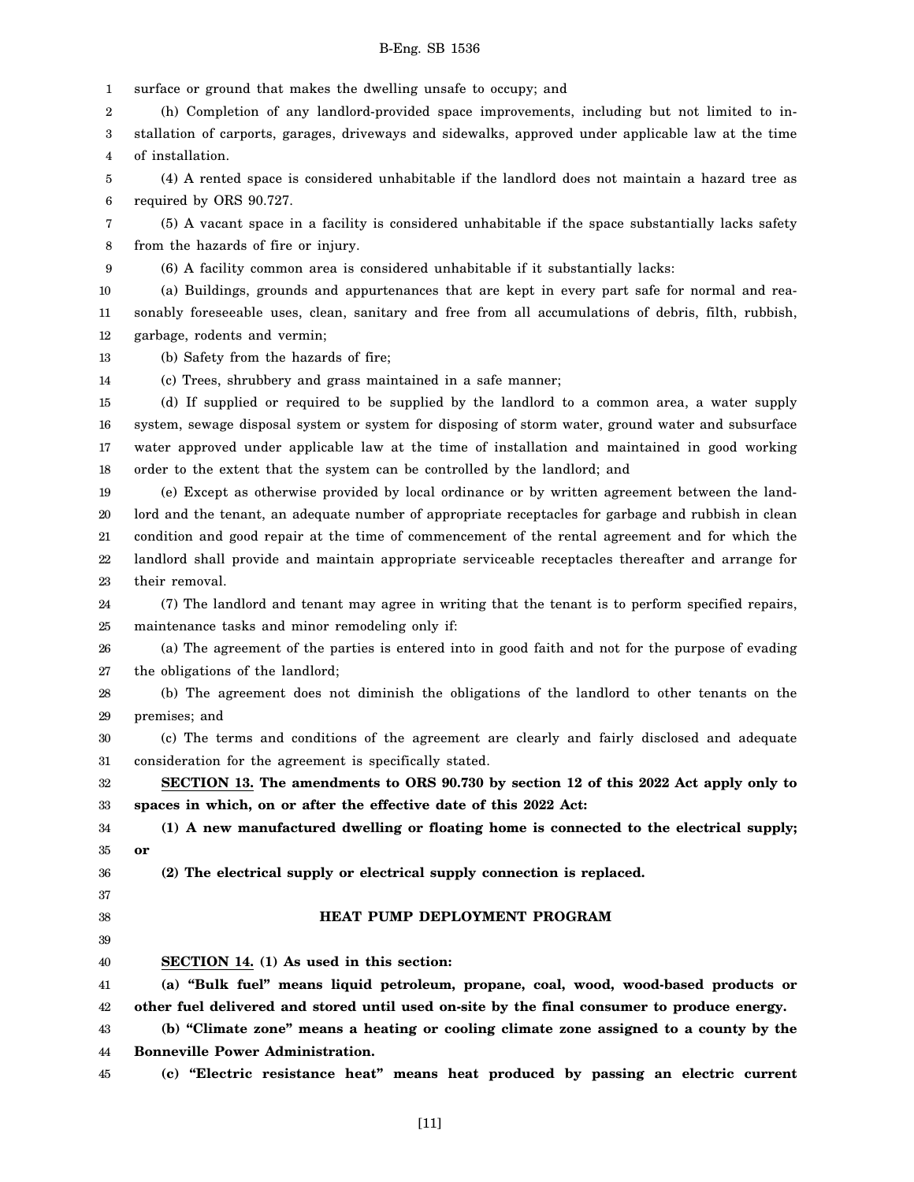surface or ground that makes the dwelling unsafe to occupy; and

(h) Completion of any landlord-provided space improvements, including but not limited to installation of carports, garages, driveways and sidewalks, approved under applicable law at the time of installation.

(4) A rented space is considered unhabitable if the landlord does not maintain a hazard tree as required by ORS 90.727.

(5) A vacant space in a facility is considered unhabitable if the space substantially lacks safety from the hazards of fire or injury.

(6) A facility common area is considered unhabitable if it substantially lacks:

(a) Buildings, grounds and appurtenances that are kept in every part safe for normal and reasonably foreseeable uses, clean, sanitary and free from all accumulations of debris, filth, rubbish, garbage, rodents and vermin;

(b) Safety from the hazards of fire;

(c) Trees, shrubbery and grass maintained in a safe manner;

(d) If supplied or required to be supplied by the landlord to a common area, a water supply system, sewage disposal system or system for disposing of storm water, ground water and subsurface water approved under applicable law at the time of installation and maintained in good working order to the extent that the system can be controlled by the landlord; and

(e) Except as otherwise provided by local ordinance or by written agreement between the landlord and the tenant, an adequate number of appropriate receptacles for garbage and rubbish in clean condition and good repair at the time of commencement of the rental agreement and for which the landlord shall provide and maintain appropriate serviceable receptacles thereafter and arrange for their removal.

(7) The landlord and tenant may agree in writing that the tenant is to perform specified repairs, maintenance tasks and minor remodeling only if:

(a) The agreement of the parties is entered into in good faith and not for the purpose of evading the obligations of the landlord;

(b) The agreement does not diminish the obligations of the landlord to other tenants on the premises; and

(c) The terms and conditions of the agreement are clearly and fairly disclosed and adequate consideration for the agreement is specifically stated.

**SECTION 13. The amendments to ORS 90.730 by section 12 of this 2022 Act apply only to spaces in which, on or after the effective date of this 2022 Act:**

**(1) A new manufactured dwelling or floating home is connected to the electrical supply; or**

**(2) The electrical supply or electrical supply connection is replaced.**

## HEAT PUMP DEPLOYMENT PROGRAM

**SECTION 14. (1) As used in this section:**

**(a) "Bulk fuel" means liquid petroleum, propane, coal, wood, wood-based products or other fuel delivered and stored until used on-site by the final consumer to produce energy.**

**(b) "Climate zone" means a heating or cooling climate zone assigned to a county by the Bonneville Power Administration.**

**(c) "Electric resistance heat" means heat produced by passing an electric current**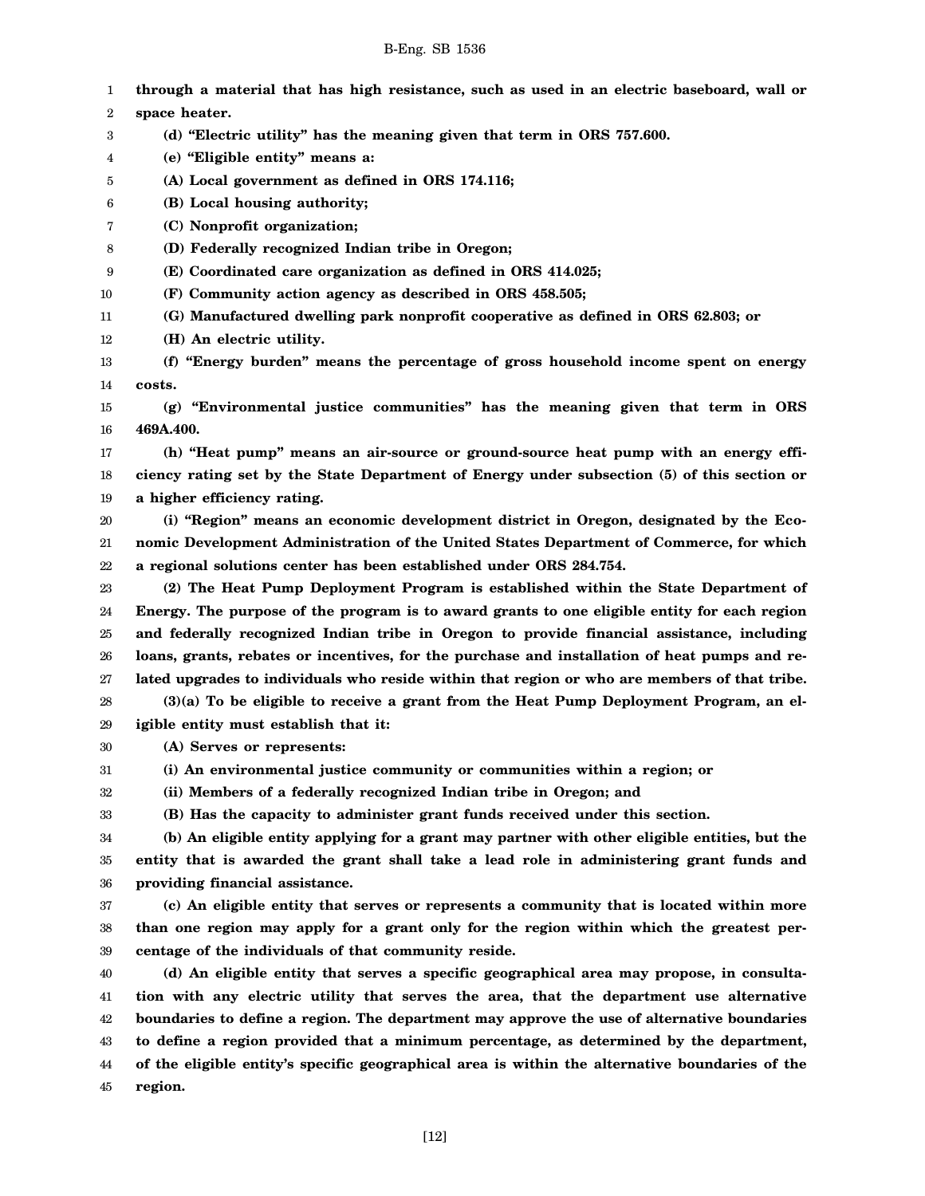**through a material that has high resistance, such as used in an electric baseboard, wall or space heater.**

**(d) "Electric utility" has the meaning given that term in ORS 757.600.**

**(e) "Eligible entity" means a:**

**(A) Local government as defined in ORS 174.116;**

**(B) Local housing authority;**

**(C) Nonprofit organization;**

**(D) Federally recognized Indian tribe in Oregon;**

**(E) Coordinated care organization as defined in ORS 414.025;**

**(F) Community action agency as described in ORS 458.505;**

**(G) Manufactured dwelling park nonprofit cooperative as defined in ORS 62.803; or**

**(H) An electric utility.**

**(f) "Energy burden" means the percentage of gross household income spent on energy costs.**

**(g) "Environmental justice communities" has the meaning given that term in ORS 469A.400.**

**(h) "Heat pump" means an air-source or ground-source heat pump with an energy efficiency rating set by the State Department of Energy under subsection (5) of this section or a higher efficiency rating.**

**(i) "Region" means an economic development district in Oregon, designated by the Economic Development Administration of the United States Department of Commerce, for which a regional solutions center has been established under ORS 284.754.**

**(2) The Heat Pump Deployment Program is established within the State Department of Energy. The purpose of the program is to award grants to one eligible entity for each region and federally recognized Indian tribe in Oregon to provide financial assistance, including loans, grants, rebates or incentives, for the purchase and installation of heat pumps and related upgrades to individuals who reside within that region or who are members of that tribe.**

**(3)(a) To be eligible to receive a grant from the Heat Pump Deployment Program, an eligible entity must establish that it:**

**(A) Serves or represents:**

**(i) An environmental justice community or communities within a region; or**

**(ii) Members of a federally recognized Indian tribe in Oregon; and**

**(B) Has the capacity to administer grant funds received under this section.**

**(b) An eligible entity applying for a grant may partner with other eligible entities, but the entity that is awarded the grant shall take a lead role in administering grant funds and providing financial assistance.**

**(c) An eligible entity that serves or represents a community that is located within more than one region may apply for a grant only for the region within which the greatest percentage of the individuals of that community reside.**

**(d) An eligible entity that serves a specific geographical area may propose, in consultation with any electric utility that serves the area, that the department use alternative boundaries to define a region. The department may approve the use of alternative boundaries to define a region provided that a minimum percentage, as determined by the department, of the eligible entity's specific geographical area is within the alternative boundaries of the region.**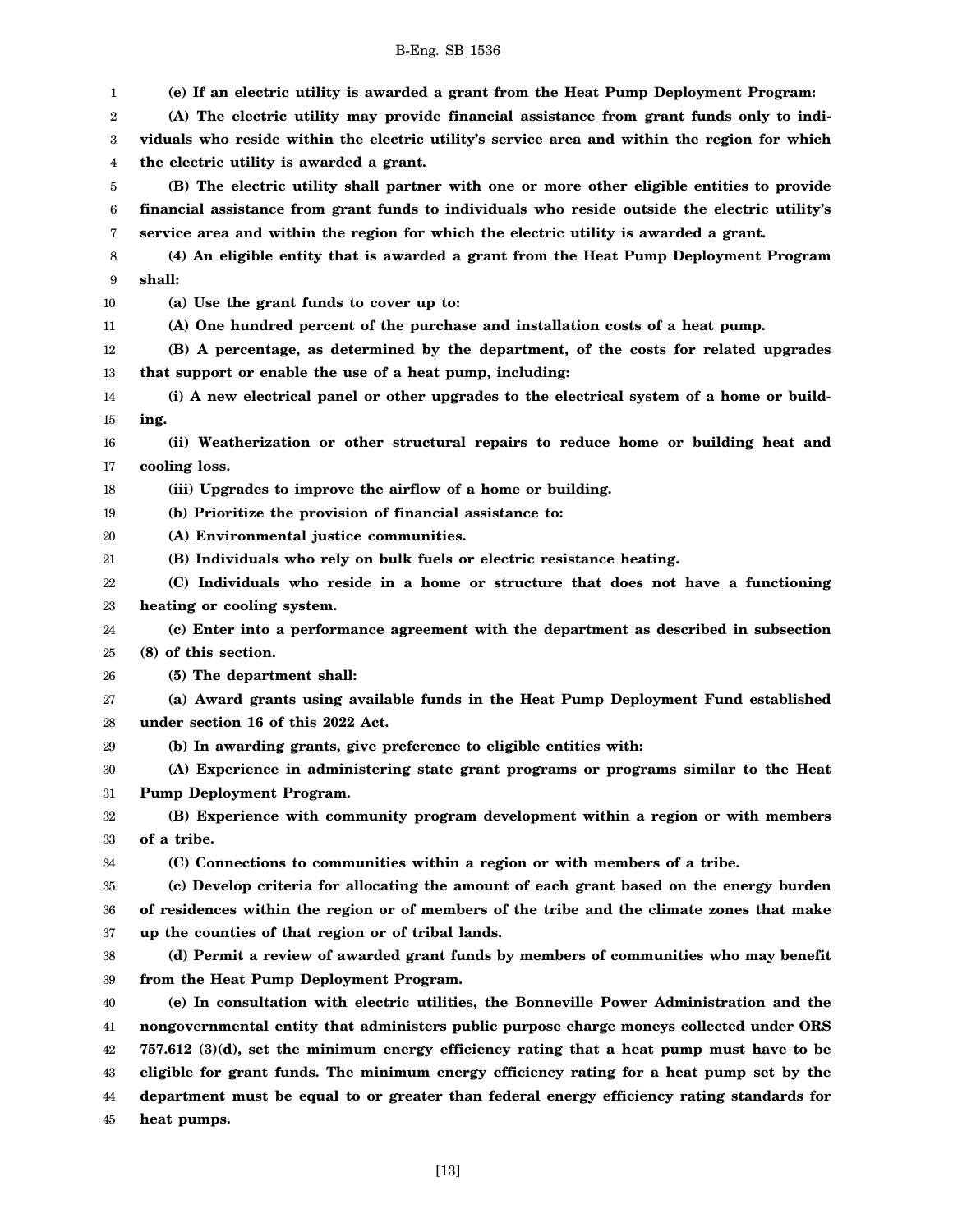**(e) If an electric utility is awarded a grant from the Heat Pump Deployment Program:**

**(A) The electric utility may provide financial assistance from grant funds only to individuals who reside within the electric utility's service area and within the region for which the electric utility is awarded a grant.**

**(B) The electric utility shall partner with one or more other eligible entities to provide financial assistance from grant funds to individuals who reside outside the electric utility's service area and within the region for which the electric utility is awarded a grant.**

**(4) An eligible entity that is awarded a grant from the Heat Pump Deployment Program shall:**

**(a) Use the grant funds to cover up to:**

**(A) One hundred percent of the purchase and installation costs of a heat pump.**

**(B) A percentage, as determined by the department, of the costs for related upgrades that support or enable the use of a heat pump, including:**

**(i) A new electrical panel or other upgrades to the electrical system of a home or building.**

**(ii) Weatherization or other structural repairs to reduce home or building heat and cooling loss.**

**(iii) Upgrades to improve the airflow of a home or building.**

**(b) Prioritize the provision of financial assistance to:**

**(A) Environmental justice communities.**

**(B) Individuals who rely on bulk fuels or electric resistance heating.**

**(C) Individuals who reside in a home or structure that does not have a functioning heating or cooling system.**

**(c) Enter into a performance agreement with the department as described in subsection (8) of this section.**

**(5) The department shall:**

**(a) Award grants using available funds in the Heat Pump Deployment Fund established under section 16 of this 2022 Act.**

**(b) In awarding grants, give preference to eligible entities with:**

**(A) Experience in administering state grant programs or programs similar to the Heat Pump Deployment Program.**

**(B) Experience with community program development within a region or with members of a tribe.**

**(C) Connections to communities within a region or with members of a tribe.**

**(c) Develop criteria for allocating the amount of each grant based on the energy burden of residences within the region or of members of the tribe and the climate zones that make up the counties of that region or of tribal lands.**

**(d) Permit a review of awarded grant funds by members of communities who may benefit from the Heat Pump Deployment Program.**

**(e) In consultation with electric utilities, the Bonneville Power Administration and the nongovernmental entity that administers public purpose charge moneys collected under ORS 757.612 (3)(d), set the minimum energy efficiency rating that a heat pump must have to be eligible for grant funds. The minimum energy efficiency rating for a heat pump set by the department must be equal to or greater than federal energy efficiency rating standards for heat pumps.**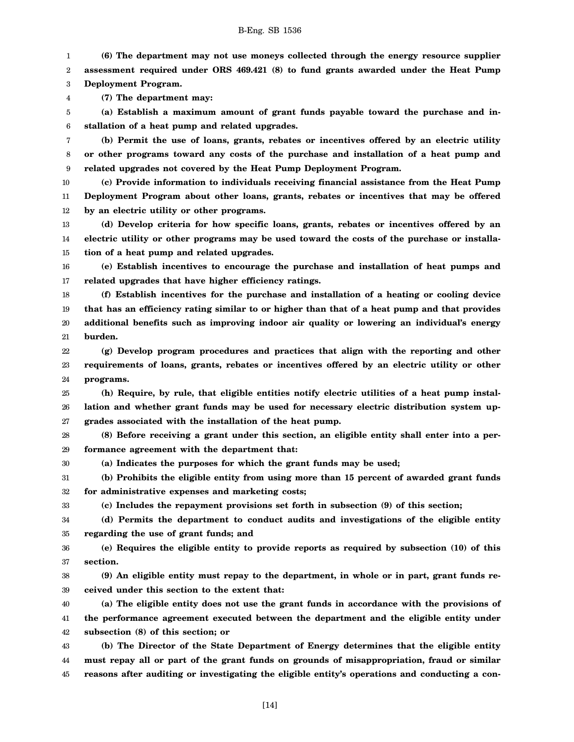**(6) The department may not use moneys collected through the energy resource supplier assessment required under ORS 469.421 (8) to fund grants awarded under the Heat Pump Deployment Program.**

**(7) The department may:**

**(a) Establish a maximum amount of grant funds payable toward the purchase and installation of a heat pump and related upgrades.**

**(b) Permit the use of loans, grants, rebates or incentives offered by an electric utility or other programs toward any costs of the purchase and installation of a heat pump and related upgrades not covered by the Heat Pump Deployment Program.**

**(c) Provide information to individuals receiving financial assistance from the Heat Pump Deployment Program about other loans, grants, rebates or incentives that may be offered by an electric utility or other programs.**

**(d) Develop criteria for how specific loans, grants, rebates or incentives offered by an electric utility or other programs may be used toward the costs of the purchase or installation of a heat pump and related upgrades.**

**(e) Establish incentives to encourage the purchase and installation of heat pumps and related upgrades that have higher efficiency ratings.**

**(f) Establish incentives for the purchase and installation of a heating or cooling device that has an efficiency rating similar to or higher than that of a heat pump and that provides additional benefits such as improving indoor air quality or lowering an individual's energy burden.**

**(g) Develop program procedures and practices that align with the reporting and other requirements of loans, grants, rebates or incentives offered by an electric utility or other programs.**

**(h) Require, by rule, that eligible entities notify electric utilities of a heat pump installation and whether grant funds may be used for necessary electric distribution system upgrades associated with the installation of the heat pump.**

**(8) Before receiving a grant under this section, an eligible entity shall enter into a performance agreement with the department that:**

**(a) Indicates the purposes for which the grant funds may be used;**

**(b) Prohibits the eligible entity from using more than 15 percent of awarded grant funds for administrative expenses and marketing costs;**

**(c) Includes the repayment provisions set forth in subsection (9) of this section;**

**(d) Permits the department to conduct audits and investigations of the eligible entity regarding the use of grant funds; and**

**(e) Requires the eligible entity to provide reports as required by subsection (10) of this section.**

**(9) An eligible entity must repay to the department, in whole or in part, grant funds received under this section to the extent that:**

**(a) The eligible entity does not use the grant funds in accordance with the provisions of the performance agreement executed between the department and the eligible entity under subsection (8) of this section; or**

**(b) The Director of the State Department of Energy determines that the eligible entity must repay all or part of the grant funds on grounds of misappropriation, fraud or similar reasons after auditing or investigating the eligible entity's operations and conducting a con-**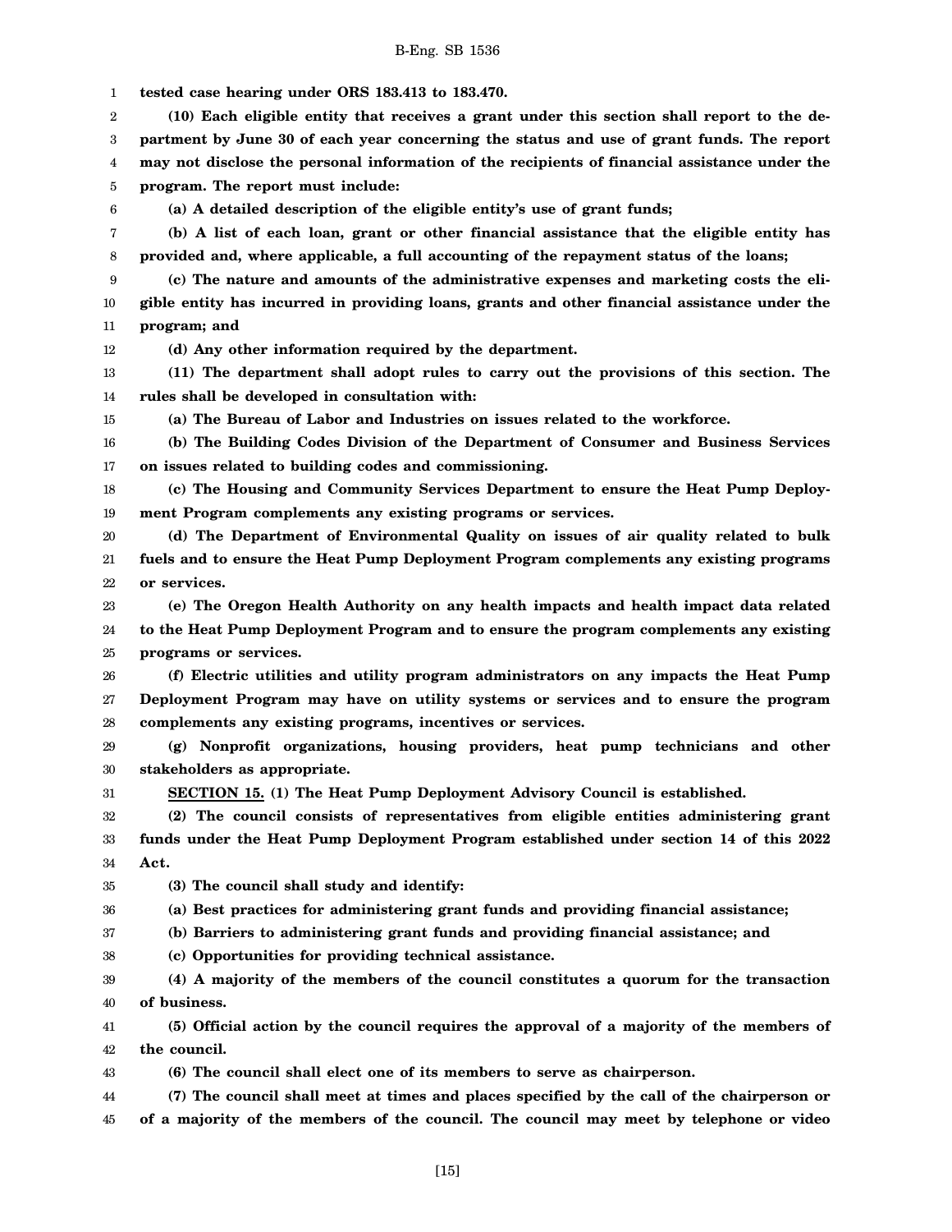**tested case hearing under ORS 183.413 to 183.470.**

**(10) Each eligible entity that receives a grant under this section shall report to the department by June 30 of each year concerning the status and use of grant funds. The report may not disclose the personal information of the recipients of financial assistance under the program. The report must include:**

**(a) A detailed description of the eligible entity's use of grant funds;**

**(b) A list of each loan, grant or other financial assistance that the eligible entity has provided and, where applicable, a full accounting of the repayment status of the loans;**

**(c) The nature and amounts of the administrative expenses and marketing costs the eligible entity has incurred in providing loans, grants and other financial assistance under the program; and**

**(d) Any other information required by the department.**

**(11) The department shall adopt rules to carry out the provisions of this section. The rules shall be developed in consultation with:**

**(a) The Bureau of Labor and Industries on issues related to the workforce.**

**(b) The Building Codes Division of the Department of Consumer and Business Services on issues related to building codes and commissioning.**

**(c) The Housing and Community Services Department to ensure the Heat Pump Deployment Program complements any existing programs or services.**

**(d) The Department of Environmental Quality on issues of air quality related to bulk fuels and to ensure the Heat Pump Deployment Program complements any existing programs or services.**

**(e) The Oregon Health Authority on any health impacts and health impact data related to the Heat Pump Deployment Program and to ensure the program complements any existing programs or services.**

**(f) Electric utilities and utility program administrators on any impacts the Heat Pump Deployment Program may have on utility systems or services and to ensure the program complements any existing programs, incentives or services.**

**(g) Nonprofit organizations, housing providers, heat pump technicians and other stakeholders as appropriate.**

**<u>SECTION 15.</u> (1) The Heat Pump Deployment Advisory Council is established.**

**(2) The council consists of representatives from eligible entities administering grant funds under the Heat Pump Deployment Program established under section 14 of this 2022 Act.**

**(3) The council shall study and identify:**

**(a) Best practices for administering grant funds and providing financial assistance;**

**(b) Barriers to administering grant funds and providing financial assistance; and**

**(c) Opportunities for providing technical assistance.**

**(4) A majority of the members of the council constitutes a quorum for the transaction of business.**

**(5) Official action by the council requires the approval of a majority of the members of the council.**

**(6) The council shall elect one of its members to serve as chairperson.**

**(7) The council shall meet at times and places specified by the call of the chairperson or of a majority of the members of the council. The council may meet by telephone or video**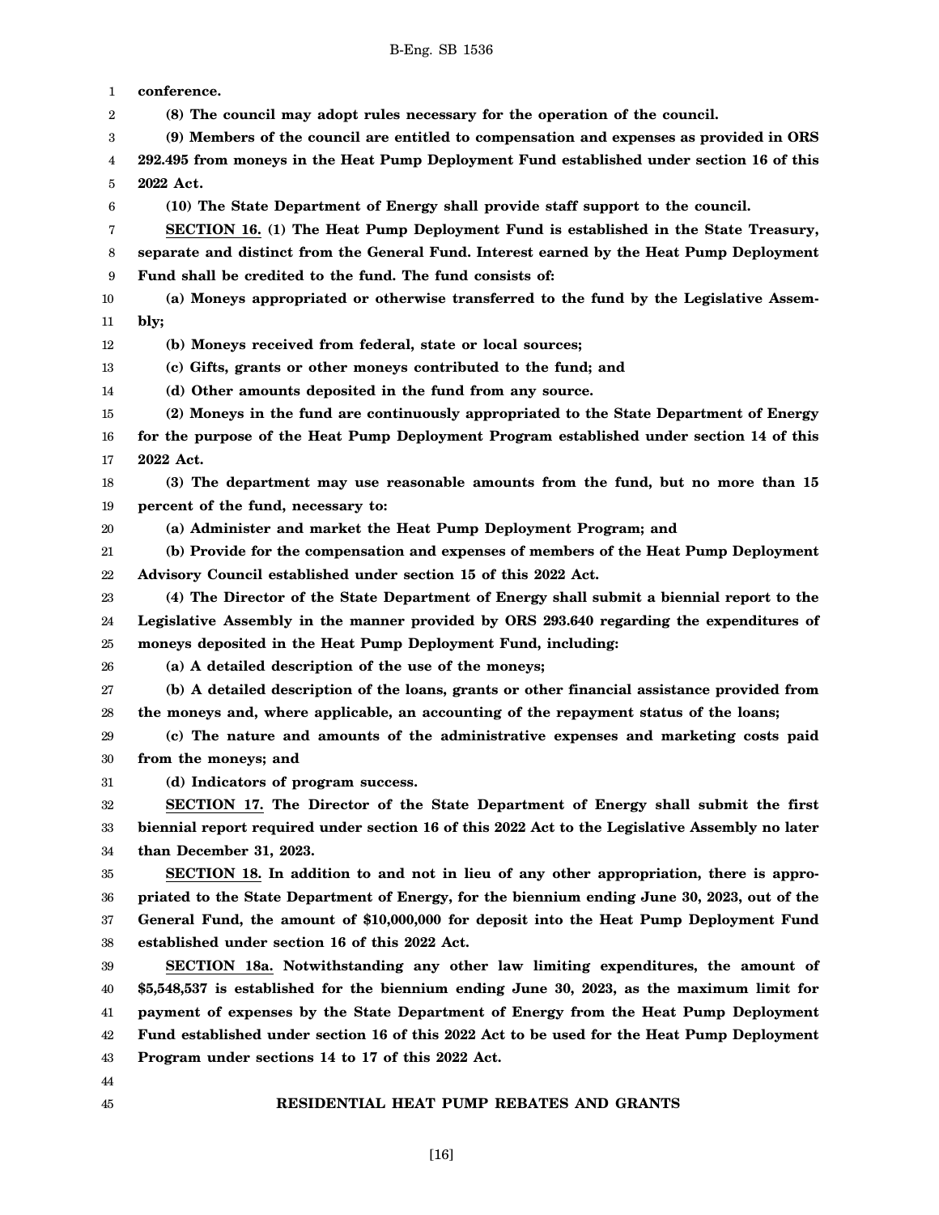**conference.**

**(8) The council may adopt rules necessary for the operation of the council.**

**(9) Members of the council are entitled to compensation and expenses as provided in ORS 292.495 from moneys in the Heat Pump Deployment Fund established under section 16 of this 2022 Act.**

**(10) The State Department of Energy shall provide staff support to the council.**

**SECTION 16. (1) The Heat Pump Deployment Fund is established in the State Treasury, separate and distinct from the General Fund. Interest earned by the Heat Pump Deployment Fund shall be credited to the fund. The fund consists of:**

**(a) Moneys appropriated or otherwise transferred to the fund by the Legislative Assembly;**

**(b) Moneys received from federal, state or local sources;**

**(c) Gifts, grants or other moneys contributed to the fund; and**

**(d) Other amounts deposited in the fund from any source.**

**(2) Moneys in the fund are continuously appropriated to the State Department of Energy for the purpose of the Heat Pump Deployment Program established under section 14 of this 2022 Act.**

**(3) The department may use reasonable amounts from the fund, but no more than 15 percent of the fund, necessary to:**

**(a) Administer and market the Heat Pump Deployment Program; and**

**(b) Provide for the compensation and expenses of members of the Heat Pump Deployment Advisory Council established under section 15 of this 2022 Act.**

**(4) The Director of the State Department of Energy shall submit a biennial report to the Legislative Assembly in the manner provided by ORS 293.640 regarding the expenditures of moneys deposited in the Heat Pump Deployment Fund, including:**

**(a) A detailed description of the use of the moneys;**

**(b) A detailed description of the loans, grants or other financial assistance provided from the moneys and, where applicable, an accounting of the repayment status of the loans;**

**(c) The nature and amounts of the administrative expenses and marketing costs paid from the moneys; and**

**(d) Indicators of program success.**

**SECTION 17. The Director of the State Department of Energy shall submit the first biennial report required under section 16 of this 2022 Act to the Legislative Assembly no later than December 31, 2023.**

**SECTION 18. In addition to and not in lieu of any other appropriation, there is appropriated to the State Department of Energy, for the biennium ending June 30, 2023, out of the General Fund, the amount of $10,000,000 for deposit into the Heat Pump Deployment Fund established under section 16 of this 2022 Act.**

**SECTION 18a. Notwithstanding any other law limiting expenditures, the amount of $5,548,537 is established for the biennium ending June 30, 2023, as the maximum limit for payment of expenses by the State Department of Energy from the Heat Pump Deployment Fund established under section 16 of this 2022 Act to be used for the Heat Pump Deployment Program under sections 14 to 17 of this 2022 Act.**

## RESIDENTIAL HEAT PUMP REBATES AND GRANTS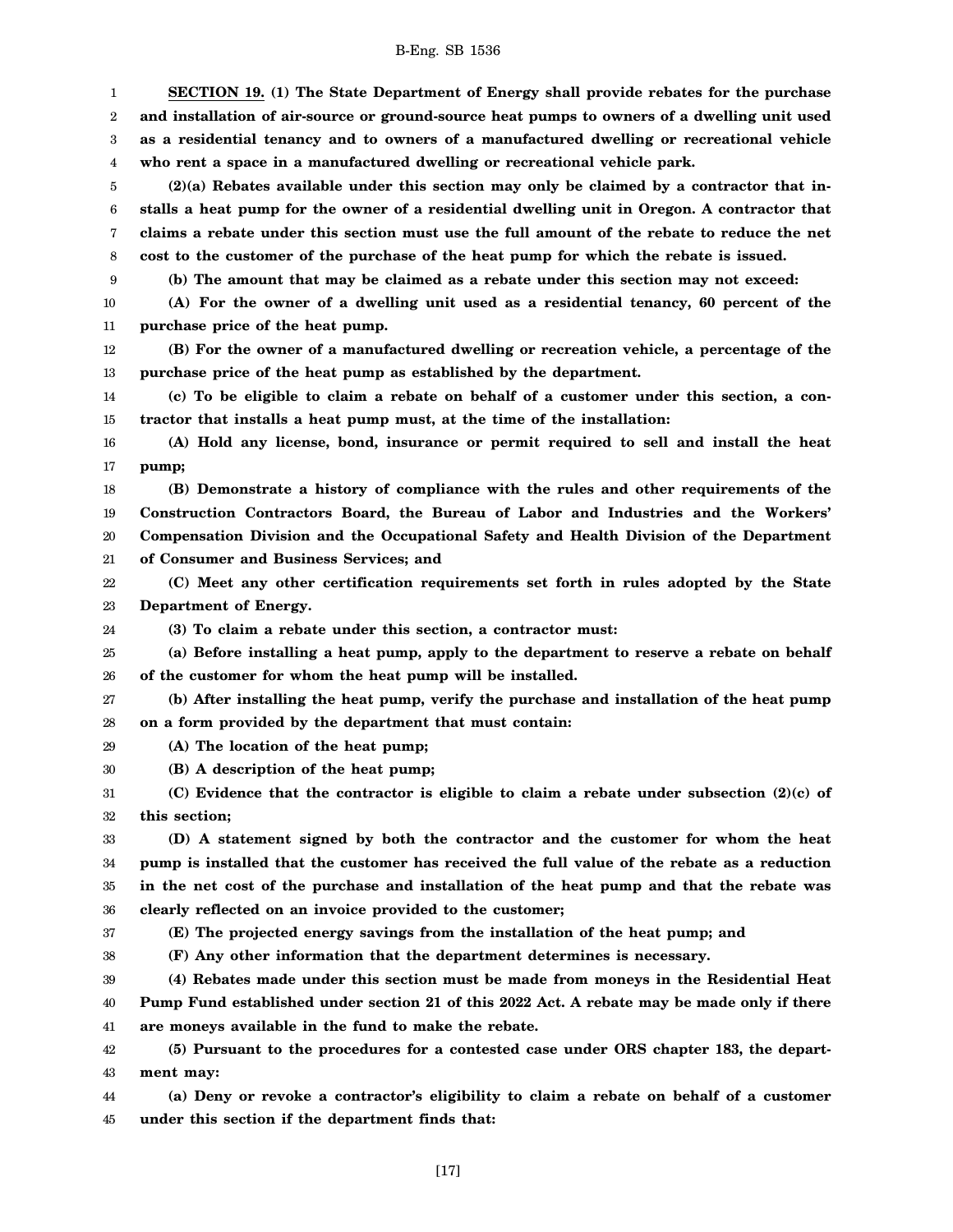**SECTION 19. (1) The State Department of Energy shall provide rebates for the purchase and installation of air-source or ground-source heat pumps to owners of a dwelling unit used as a residential tenancy and to owners of a manufactured dwelling or recreational vehicle who rent a space in a manufactured dwelling or recreational vehicle park.**

**(2)(a) Rebates available under this section may only be claimed by a contractor that installs a heat pump for the owner of a residential dwelling unit in Oregon. A contractor that claims a rebate under this section must use the full amount of the rebate to reduce the net cost to the customer of the purchase of the heat pump for which the rebate is issued.**

**(b) The amount that may be claimed as a rebate under this section may not exceed:**

**(A) For the owner of a dwelling unit used as a residential tenancy, 60 percent of the purchase price of the heat pump.**

**(B) For the owner of a manufactured dwelling or recreation vehicle, a percentage of the purchase price of the heat pump as established by the department.**

**(c) To be eligible to claim a rebate on behalf of a customer under this section, a contractor that installs a heat pump must, at the time of the installation:**

**(A) Hold any license, bond, insurance or permit required to sell and install the heat pump;**

**(B) Demonstrate a history of compliance with the rules and other requirements of the Construction Contractors Board, the Bureau of Labor and Industries and the Workers' Compensation Division and the Occupational Safety and Health Division of the Department of Consumer and Business Services; and**

**(C) Meet any other certification requirements set forth in rules adopted by the State Department of Energy.**

**(3) To claim a rebate under this section, a contractor must:**

**(a) Before installing a heat pump, apply to the department to reserve a rebate on behalf of the customer for whom the heat pump will be installed.**

**(b) After installing the heat pump, verify the purchase and installation of the heat pump on a form provided by the department that must contain:**

**(A) The location of the heat pump;**

**(B) A description of the heat pump;**

**(C) Evidence that the contractor is eligible to claim a rebate under subsection (2)(c) of this section;**

**(D) A statement signed by both the contractor and the customer for whom the heat pump is installed that the customer has received the full value of the rebate as a reduction in the net cost of the purchase and installation of the heat pump and that the rebate was clearly reflected on an invoice provided to the customer;**

**(E) The projected energy savings from the installation of the heat pump; and**

**(F) Any other information that the department determines is necessary.**

**(4) Rebates made under this section must be made from moneys in the Residential Heat Pump Fund established under section 21 of this 2022 Act. A rebate may be made only if there are moneys available in the fund to make the rebate.**

**(5) Pursuant to the procedures for a contested case under ORS chapter 183, the department may:**

**(a) Deny or revoke a contractor's eligibility to claim a rebate on behalf of a customer under this section if the department finds that:**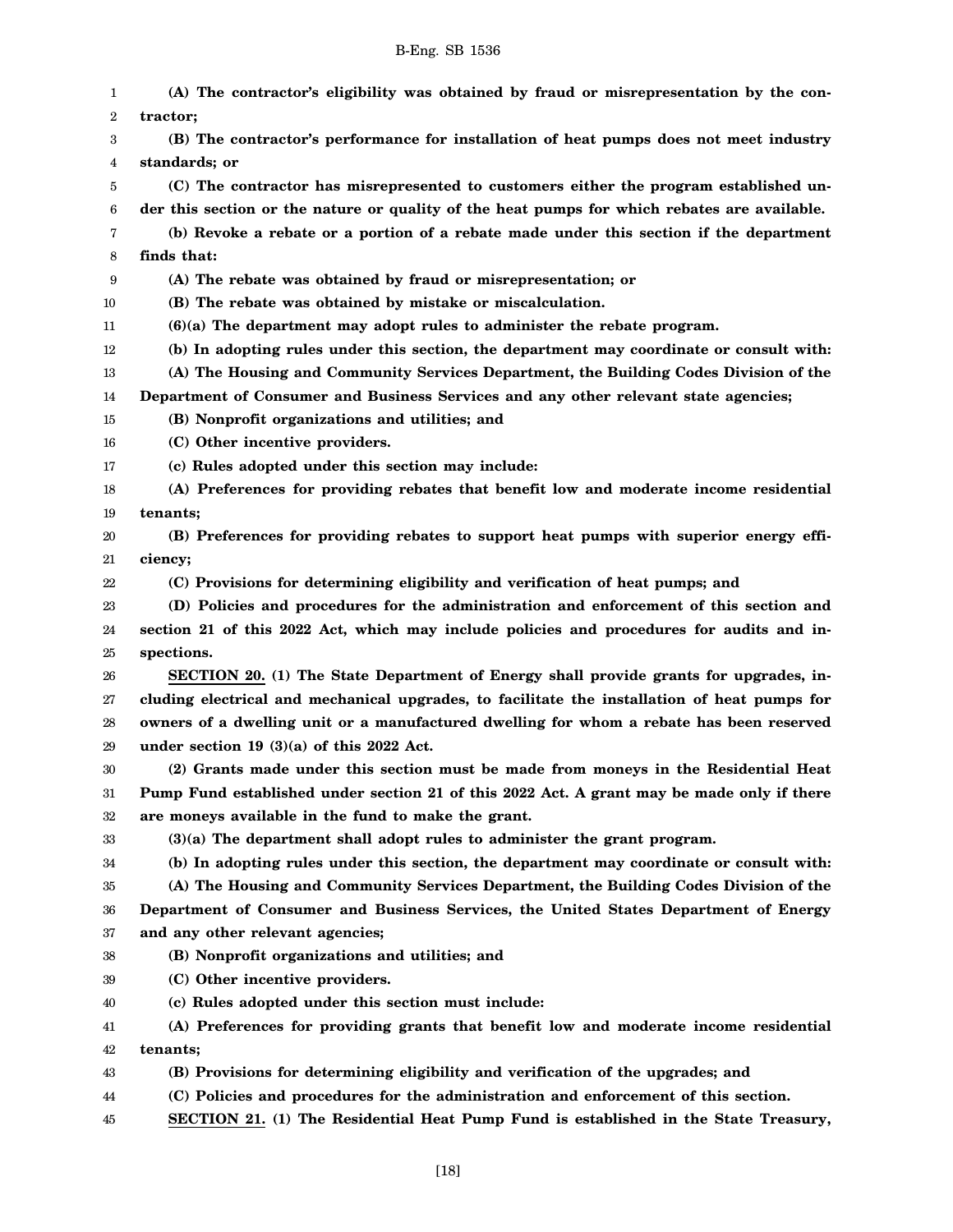**(A) The contractor's eligibility was obtained by fraud or misrepresentation by the contractor;**

**(B) The contractor's performance for installation of heat pumps does not meet industry standards; or**

**(C) The contractor has misrepresented to customers either the program established under this section or the nature or quality of the heat pumps for which rebates are available.**

**(b) Revoke a rebate or a portion of a rebate made under this section if the department finds that:**

**(A) The rebate was obtained by fraud or misrepresentation; or**

**(B) The rebate was obtained by mistake or miscalculation.**

**(6)(a) The department may adopt rules to administer the rebate program.**

**(b) In adopting rules under this section, the department may coordinate or consult with:**

**(A) The Housing and Community Services Department, the Building Codes Division of the Department of Consumer and Business Services and any other relevant state agencies;**

**(B) Nonprofit organizations and utilities; and**

**(C) Other incentive providers.**

**(c) Rules adopted under this section may include:**

**(A) Preferences for providing rebates that benefit low and moderate income residential tenants;**

**(B) Preferences for providing rebates to support heat pumps with superior energy efficiency;**

**(C) Provisions for determining eligibility and verification of heat pumps; and**

**(D) Policies and procedures for the administration and enforcement of this section and section 21 of this 2022 Act, which may include policies and procedures for audits and inspections.**

**SECTION 20. (1) The State Department of Energy shall provide grants for upgrades, including electrical and mechanical upgrades, to facilitate the installation of heat pumps for owners of a dwelling unit or a manufactured dwelling for whom a rebate has been reserved under section 19 (3)(a) of this 2022 Act.**

**(2) Grants made under this section must be made from moneys in the Residential Heat Pump Fund established under section 21 of this 2022 Act. A grant may be made only if there are moneys available in the fund to make the grant.**

**(3)(a) The department shall adopt rules to administer the grant program.**

**(b) In adopting rules under this section, the department may coordinate or consult with:**

**(A) The Housing and Community Services Department, the Building Codes Division of the Department of Consumer and Business Services, the United States Department of Energy and any other relevant agencies;**

**(B) Nonprofit organizations and utilities; and**

**(C) Other incentive providers.**

**(c) Rules adopted under this section must include:**

**(A) Preferences for providing grants that benefit low and moderate income residential tenants;**

**(B) Provisions for determining eligibility and verification of the upgrades; and**

**(C) Policies and procedures for the administration and enforcement of this section.**

**SECTION 21. (1) The Residential Heat Pump Fund is established in the State Treasury,**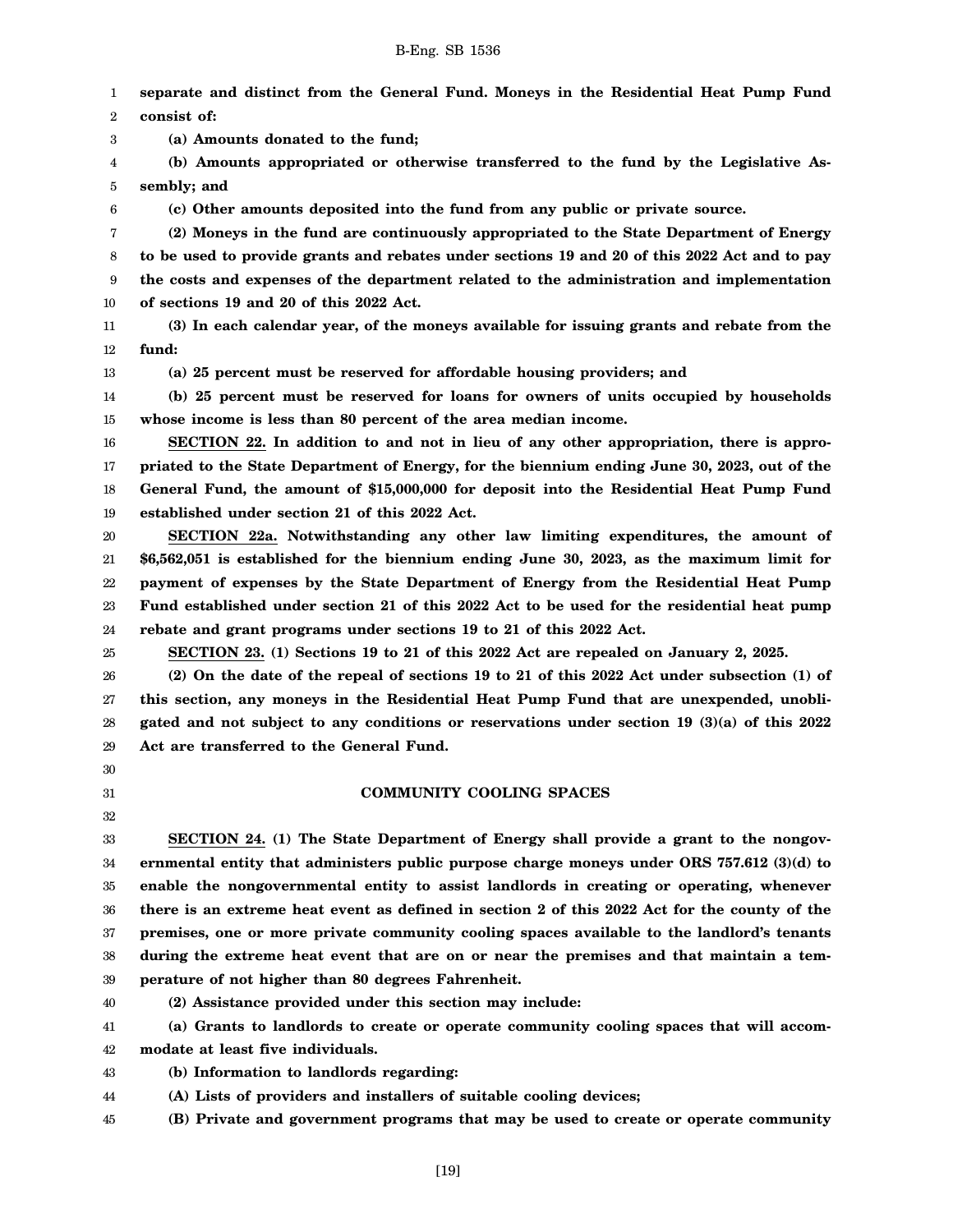**separate and distinct from the General Fund. Moneys in the Residential Heat Pump Fund consist of:**

**(a) Amounts donated to the fund;**

**(b) Amounts appropriated or otherwise transferred to the fund by the Legislative Assembly; and**

**(c) Other amounts deposited into the fund from any public or private source.**

**(2) Moneys in the fund are continuously appropriated to the State Department of Energy to be used to provide grants and rebates under sections 19 and 20 of this 2022 Act and to pay the costs and expenses of the department related to the administration and implementation of sections 19 and 20 of this 2022 Act.**

**(3) In each calendar year, of the moneys available for issuing grants and rebate from the fund:**

**(a) 25 percent must be reserved for affordable housing providers; and**

**(b) 25 percent must be reserved for loans for owners of units occupied by households whose income is less than 80 percent of the area median income.**

**SECTION 22. In addition to and not in lieu of any other appropriation, there is appropriated to the State Department of Energy, for the biennium ending June 30, 2023, out of the General Fund, the amount of $15,000,000 for deposit into the Residential Heat Pump Fund established under section 21 of this 2022 Act.**

**SECTION 22a. Notwithstanding any other law limiting expenditures, the amount of $6,562,051 is established for the biennium ending June 30, 2023, as the maximum limit for payment of expenses by the State Department of Energy from the Residential Heat Pump Fund established under section 21 of this 2022 Act to be used for the residential heat pump rebate and grant programs under sections 19 to 21 of this 2022 Act.**

**SECTION 23. (1) Sections 19 to 21 of this 2022 Act are repealed on January 2, 2025.**

**(2) On the date of the repeal of sections 19 to 21 of this 2022 Act under subsection (1) of this section, any moneys in the Residential Heat Pump Fund that are unexpended, unobligated and not subject to any conditions or reservations under section 19 (3)(a) of this 2022 Act are transferred to the General Fund.**

## COMMUNITY COOLING SPACES

**SECTION 24. (1) The State Department of Energy shall provide a grant to the nongovernmental entity that administers public purpose charge moneys under ORS 757.612 (3)(d) to enable the nongovernmental entity to assist landlords in creating or operating, whenever there is an extreme heat event as defined in section 2 of this 2022 Act for the county of the premises, one or more private community cooling spaces available to the landlord's tenants during the extreme heat event that are on or near the premises and that maintain a temperature of not higher than 80 degrees Fahrenheit.**

**(2) Assistance provided under this section may include:**

**(a) Grants to landlords to create or operate community cooling spaces that will accommodate at least five individuals.**

**(b) Information to landlords regarding:**

**(A) Lists of providers and installers of suitable cooling devices;**

**(B) Private and government programs that may be used to create or operate community**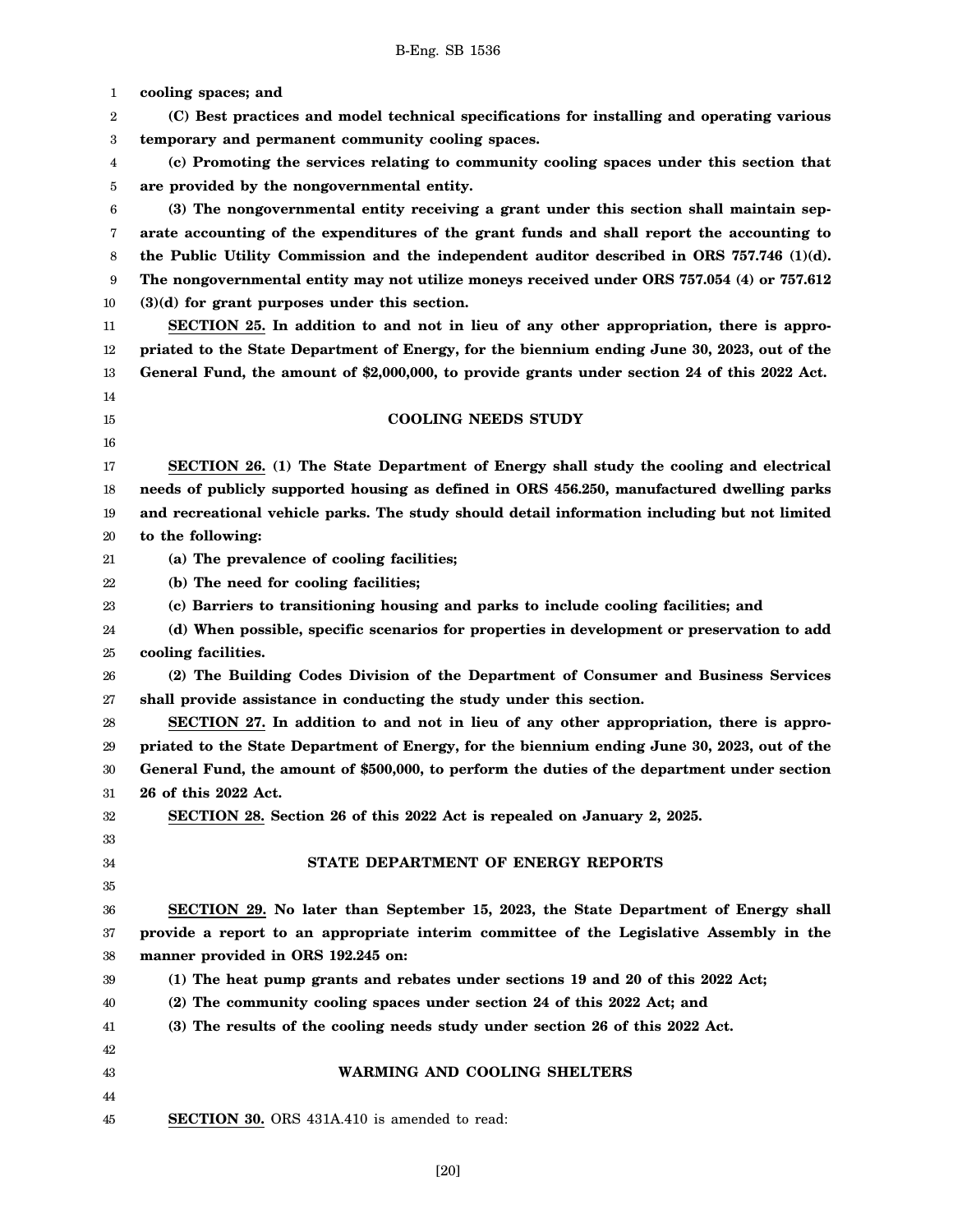**cooling spaces; and**

**(C) Best practices and model technical specifications for installing and operating various temporary and permanent community cooling spaces.**

**(c) Promoting the services relating to community cooling spaces under this section that are provided by the nongovernmental entity.**

**(3) The nongovernmental entity receiving a grant under this section shall maintain separate accounting of the expenditures of the grant funds and shall report the accounting to the Public Utility Commission and the independent auditor described in ORS 757.746 (1)(d). The nongovernmental entity may not utilize moneys received under ORS 757.054 (4) or 757.612 (3)(d) for grant purposes under this section.**

**SECTION 25. In addition to and not in lieu of any other appropriation, there is appropriated to the State Department of Energy, for the biennium ending June 30, 2023, out of the General Fund, the amount of $2,000,000, to provide grants under section 24 of this 2022 Act.**

## COOLING NEEDS STUDY

**SECTION 26. (1) The State Department of Energy shall study the cooling and electrical needs of publicly supported housing as defined in ORS 456.250, manufactured dwelling parks and recreational vehicle parks. The study should detail information including but not limited to the following:**

**(a) The prevalence of cooling facilities;**

**(b) The need for cooling facilities;**

**(c) Barriers to transitioning housing and parks to include cooling facilities; and**

**(d) When possible, specific scenarios for properties in development or preservation to add cooling facilities.**

**(2) The Building Codes Division of the Department of Consumer and Business Services shall provide assistance in conducting the study under this section.**

**SECTION 27. In addition to and not in lieu of any other appropriation, there is appropriated to the State Department of Energy, for the biennium ending June 30, 2023, out of the General Fund, the amount of $500,000, to perform the duties of the department under section 26 of this 2022 Act.**

**SECTION 28. Section 26 of this 2022 Act is repealed on January 2, 2025.**

## STATE DEPARTMENT OF ENERGY REPORTS

**SECTION 29. No later than September 15, 2023, the State Department of Energy shall provide a report to an appropriate interim committee of the Legislative Assembly in the manner provided in ORS 192.245 on:**

**(1) The heat pump grants and rebates under sections 19 and 20 of this 2022 Act;**

**(2) The community cooling spaces under section 24 of this 2022 Act; and**

**(3) The results of the cooling needs study under section 26 of this 2022 Act.**

## WARMING AND COOLING SHELTERS

**SECTION 30.** ORS 431A.410 is amended to read: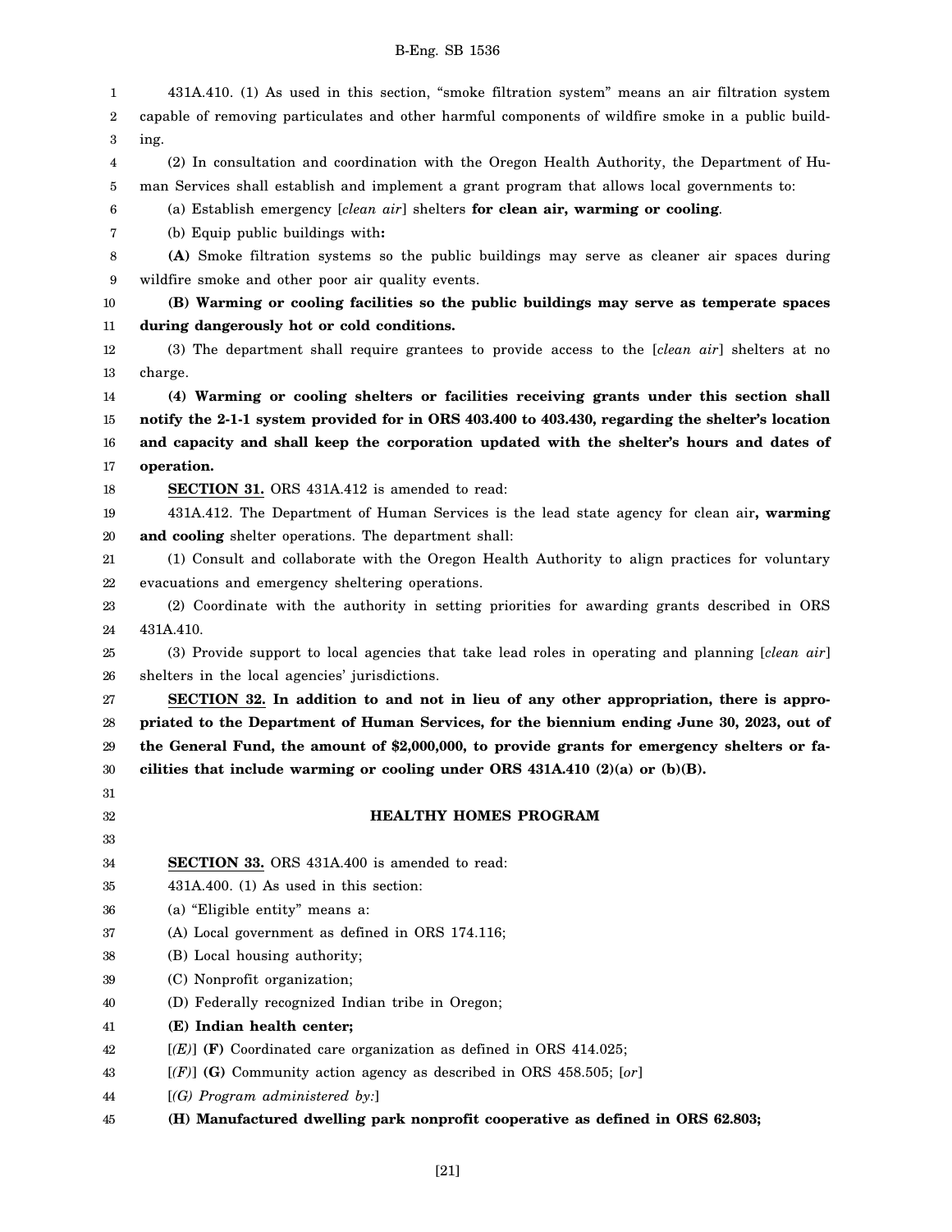431A.410. (1) As used in this section, "smoke filtration system" means an air filtration system capable of removing particulates and other harmful components of wildfire smoke in a public building.

(2) In consultation and coordination with the Oregon Health Authority, the Department of Human Services shall establish and implement a grant program that allows local governments to:

(a) Establish emergency [*clean air*] shelters **for clean air, warming or cooling**.

(b) Equip public buildings with**:**

**(A)** Smoke filtration systems so the public buildings may serve as cleaner air spaces during wildfire smoke and other poor air quality events.

**(B) Warming or cooling facilities so the public buildings may serve as temperate spaces during dangerously hot or cold conditions.**

(3) The department shall require grantees to provide access to the [*clean air*] shelters at no charge.

**(4) Warming or cooling shelters or facilities receiving grants under this section shall notify the 2-1-1 system provided for in ORS 403.400 to 403.430, regarding the shelter's location and capacity and shall keep the corporation updated with the shelter's hours and dates of operation.**

**SECTION 31.** ORS 431A.412 is amended to read:

431A.412. The Department of Human Services is the lead state agency for clean air**, warming and cooling** shelter operations. The department shall:

(1) Consult and collaborate with the Oregon Health Authority to align practices for voluntary evacuations and emergency sheltering operations.

(2) Coordinate with the authority in setting priorities for awarding grants described in ORS 431A.410.

(3) Provide support to local agencies that take lead roles in operating and planning [*clean air*] shelters in the local agencies' jurisdictions.

**SECTION 32. In addition to and not in lieu of any other appropriation, there is appropriated to the Department of Human Services, for the biennium ending June 30, 2023, out of the General Fund, the amount of $2,000,000, to provide grants for emergency shelters or facilities that include warming or cooling under ORS 431A.410 (2)(a) or (b)(B).**

## HEALTHY HOMES PROGRAM

**SECTION 33.** ORS 431A.400 is amended to read:

431A.400. (1) As used in this section:

(a) "Eligible entity" means a:

(A) Local government as defined in ORS 174.116;

(B) Local housing authority;

(C) Nonprofit organization;

(D) Federally recognized Indian tribe in Oregon;

**(E) Indian health center;**

[*(E)*] **(F)** Coordinated care organization as defined in ORS 414.025;

[*(F)*] **(G)** Community action agency as described in ORS 458.505; [*or*]

[*(G) Program administered by:*]

**(H) Manufactured dwelling park nonprofit cooperative as defined in ORS 62.803;**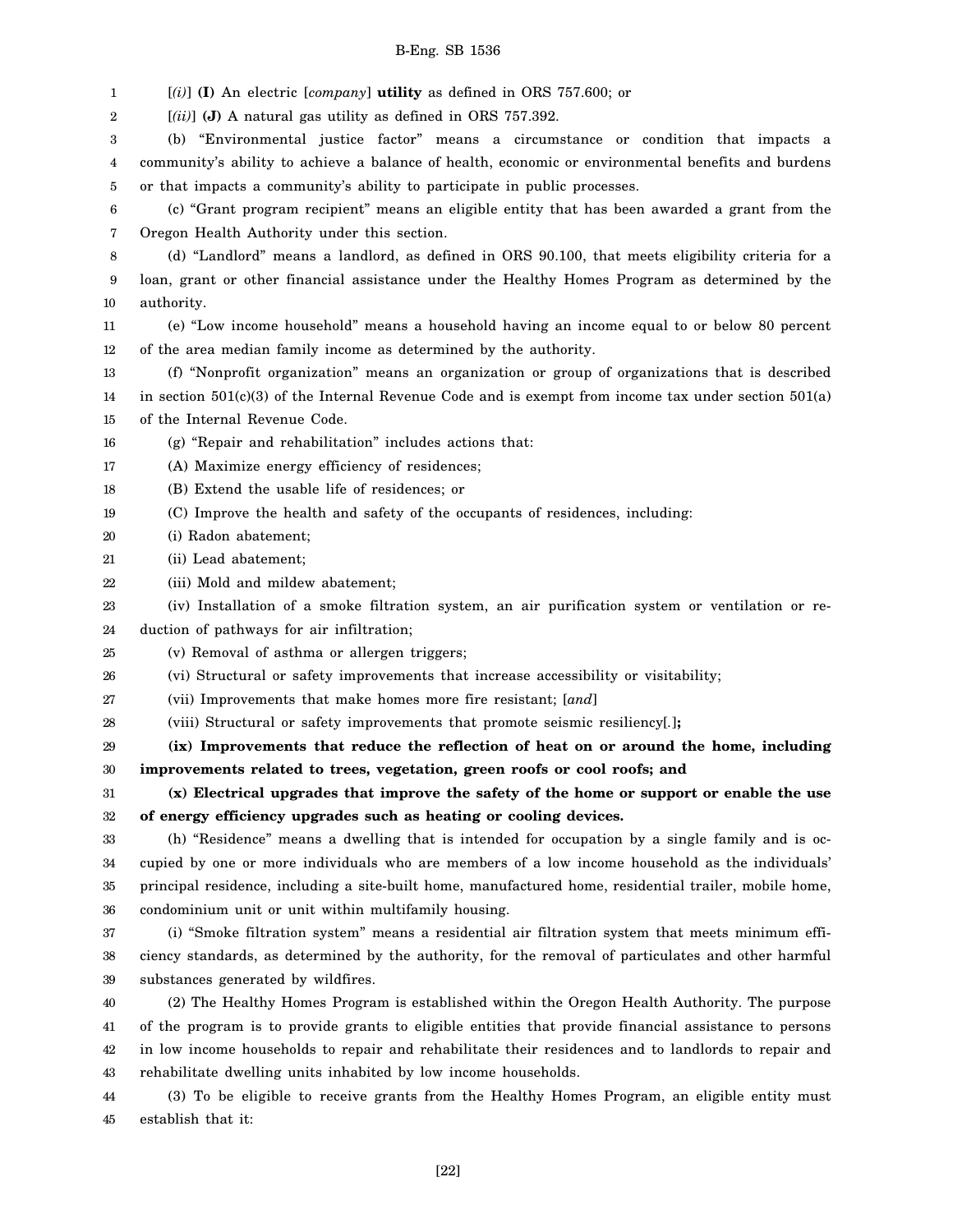[*(i)*] **(I)** An electric [*company*] **utility** as defined in ORS 757.600; or

[*(ii)*] **(J)** A natural gas utility as defined in ORS 757.392.

(b) "Environmental justice factor" means a circumstance or condition that impacts a community's ability to achieve a balance of health, economic or environmental benefits and burdens or that impacts a community's ability to participate in public processes.

(c) "Grant program recipient" means an eligible entity that has been awarded a grant from the Oregon Health Authority under this section.

(d) "Landlord" means a landlord, as defined in ORS 90.100, that meets eligibility criteria for a loan, grant or other financial assistance under the Healthy Homes Program as determined by the authority.

(e) "Low income household" means a household having an income equal to or below 80 percent of the area median family income as determined by the authority.

(f) "Nonprofit organization" means an organization or group of organizations that is described in section 501(c)(3) of the Internal Revenue Code and is exempt from income tax under section 501(a) of the Internal Revenue Code.

(g) "Repair and rehabilitation" includes actions that:

(A) Maximize energy efficiency of residences;

(B) Extend the usable life of residences; or

(C) Improve the health and safety of the occupants of residences, including:

(i) Radon abatement;

(ii) Lead abatement;

(iii) Mold and mildew abatement;

(iv) Installation of a smoke filtration system, an air purification system or ventilation or reduction of pathways for air infiltration;

(v) Removal of asthma or allergen triggers;

(vi) Structural or safety improvements that increase accessibility or visitability;

(vii) Improvements that make homes more fire resistant; [*and*]

(viii) Structural or safety improvements that promote seismic resiliency[*.*]**;**

**(ix) Improvements that reduce the reflection of heat on or around the home, including improvements related to trees, vegetation, green roofs or cool roofs; and**

**(x) Electrical upgrades that improve the safety of the home or support or enable the use of energy efficiency upgrades such as heating or cooling devices.**

(h) "Residence" means a dwelling that is intended for occupation by a single family and is occupied by one or more individuals who are members of a low income household as the individuals' principal residence, including a site-built home, manufactured home, residential trailer, mobile home, condominium unit or unit within multifamily housing.

(i) "Smoke filtration system" means a residential air filtration system that meets minimum efficiency standards, as determined by the authority, for the removal of particulates and other harmful substances generated by wildfires.

(2) The Healthy Homes Program is established within the Oregon Health Authority. The purpose of the program is to provide grants to eligible entities that provide financial assistance to persons in low income households to repair and rehabilitate their residences and to landlords to repair and rehabilitate dwelling units inhabited by low income households.

(3) To be eligible to receive grants from the Healthy Homes Program, an eligible entity must establish that it: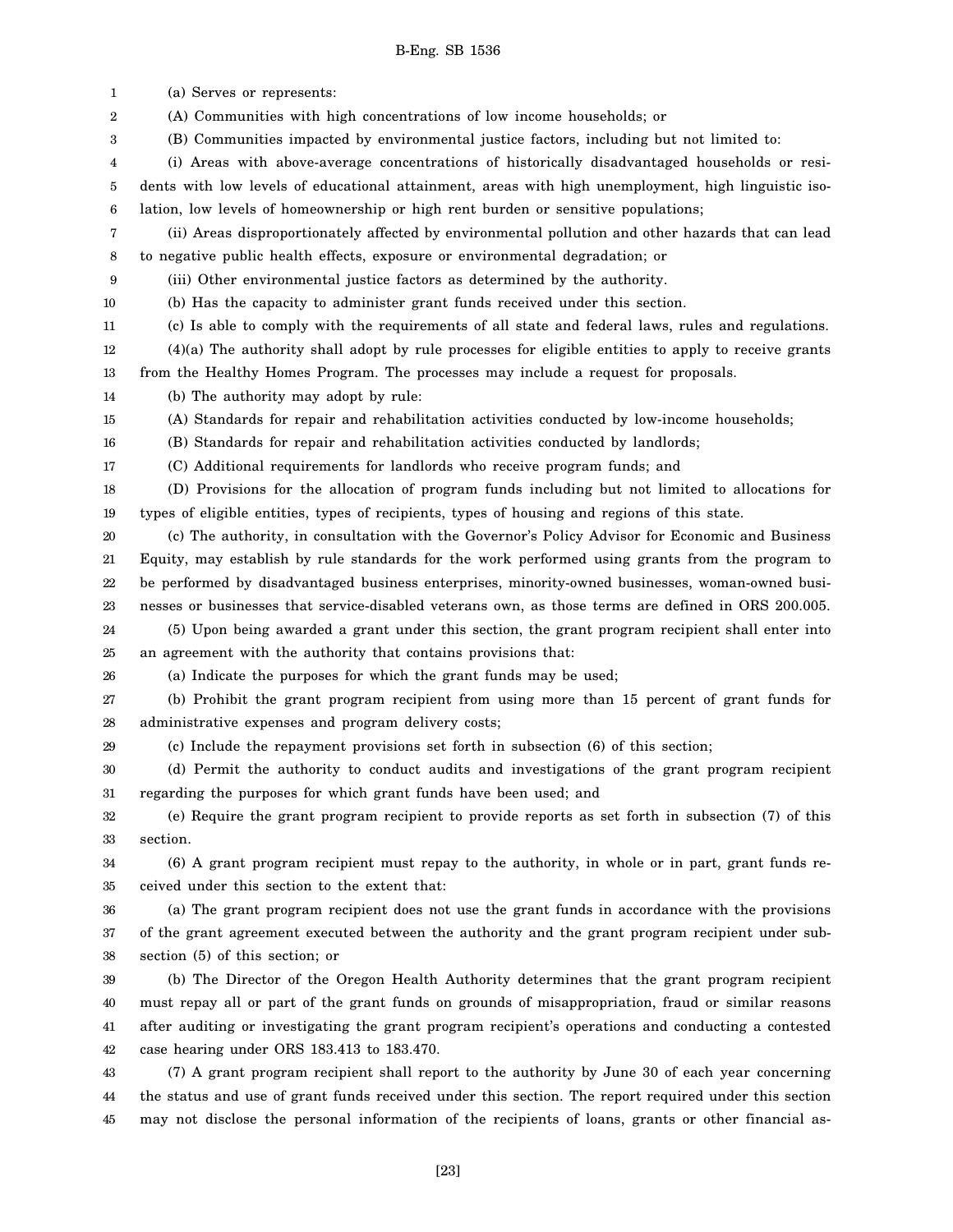(a) Serves or represents:

(A) Communities with high concentrations of low income households; or

(B) Communities impacted by environmental justice factors, including but not limited to:

(i) Areas with above-average concentrations of historically disadvantaged households or residents with low levels of educational attainment, areas with high unemployment, high linguistic isolation, low levels of homeownership or high rent burden or sensitive populations;

(ii) Areas disproportionately affected by environmental pollution and other hazards that can lead to negative public health effects, exposure or environmental degradation; or

(iii) Other environmental justice factors as determined by the authority.

(b) Has the capacity to administer grant funds received under this section.

(c) Is able to comply with the requirements of all state and federal laws, rules and regulations.

(4)(a) The authority shall adopt by rule processes for eligible entities to apply to receive grants from the Healthy Homes Program. The processes may include a request for proposals.

(b) The authority may adopt by rule:

(A) Standards for repair and rehabilitation activities conducted by low-income households;

(B) Standards for repair and rehabilitation activities conducted by landlords;

(C) Additional requirements for landlords who receive program funds; and

(D) Provisions for the allocation of program funds including but not limited to allocations for types of eligible entities, types of recipients, types of housing and regions of this state.

(c) The authority, in consultation with the Governor's Policy Advisor for Economic and Business Equity, may establish by rule standards for the work performed using grants from the program to be performed by disadvantaged business enterprises, minority-owned businesses, woman-owned businesses or businesses that service-disabled veterans own, as those terms are defined in ORS 200.005.

(5) Upon being awarded a grant under this section, the grant program recipient shall enter into an agreement with the authority that contains provisions that:

(a) Indicate the purposes for which the grant funds may be used;

(b) Prohibit the grant program recipient from using more than 15 percent of grant funds for administrative expenses and program delivery costs;

(c) Include the repayment provisions set forth in subsection (6) of this section;

(d) Permit the authority to conduct audits and investigations of the grant program recipient regarding the purposes for which grant funds have been used; and

(e) Require the grant program recipient to provide reports as set forth in subsection (7) of this section.

(6) A grant program recipient must repay to the authority, in whole or in part, grant funds received under this section to the extent that:

(a) The grant program recipient does not use the grant funds in accordance with the provisions of the grant agreement executed between the authority and the grant program recipient under subsection (5) of this section; or

(b) The Director of the Oregon Health Authority determines that the grant program recipient must repay all or part of the grant funds on grounds of misappropriation, fraud or similar reasons after auditing or investigating the grant program recipient's operations and conducting a contested case hearing under ORS 183.413 to 183.470.

(7) A grant program recipient shall report to the authority by June 30 of each year concerning the status and use of grant funds received under this section. The report required under this section may not disclose the personal information of the recipients of loans, grants or other financial as-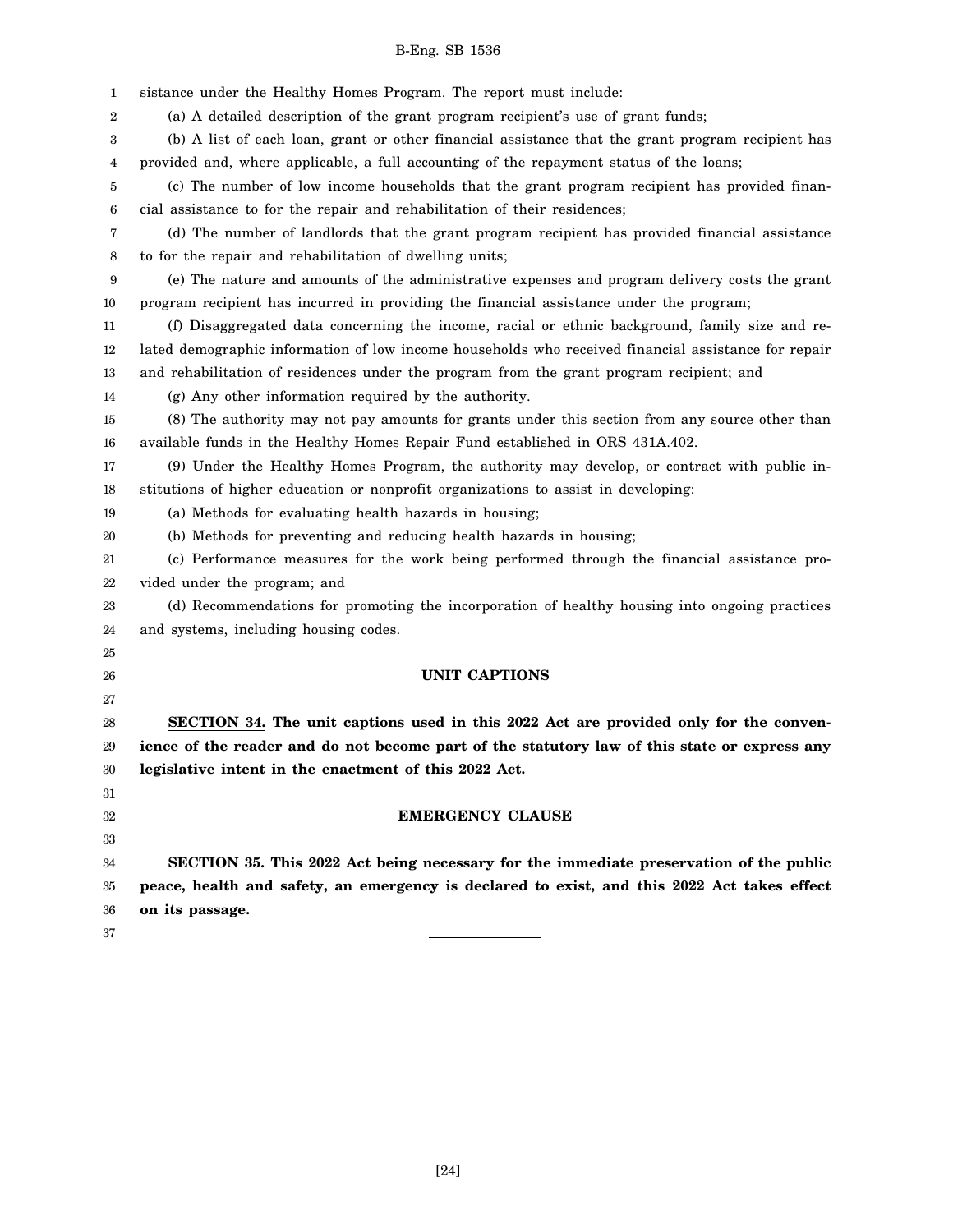sistance under the Healthy Homes Program. The report must include:

(a) A detailed description of the grant program recipient's use of grant funds;

(b) A list of each loan, grant or other financial assistance that the grant program recipient has provided and, where applicable, a full accounting of the repayment status of the loans;

(c) The number of low income households that the grant program recipient has provided financial assistance to for the repair and rehabilitation of their residences;

(d) The number of landlords that the grant program recipient has provided financial assistance to for the repair and rehabilitation of dwelling units;

(e) The nature and amounts of the administrative expenses and program delivery costs the grant program recipient has incurred in providing the financial assistance under the program;

(f) Disaggregated data concerning the income, racial or ethnic background, family size and related demographic information of low income households who received financial assistance for repair and rehabilitation of residences under the program from the grant program recipient; and

(g) Any other information required by the authority.

(8) The authority may not pay amounts for grants under this section from any source other than available funds in the Healthy Homes Repair Fund established in ORS 431A.402.

(9) Under the Healthy Homes Program, the authority may develop, or contract with public institutions of higher education or nonprofit organizations to assist in developing:

(a) Methods for evaluating health hazards in housing;

(b) Methods for preventing and reducing health hazards in housing;

(c) Performance measures for the work being performed through the financial assistance provided under the program; and

(d) Recommendations for promoting the incorporation of healthy housing into ongoing practices and systems, including housing codes.

## UNIT CAPTIONS

**SECTION 34. The unit captions used in this 2022 Act are provided only for the convenience of the reader and do not become part of the statutory law of this state or express any legislative intent in the enactment of this 2022 Act.**

## EMERGENCY CLAUSE

**SECTION 35. This 2022 Act being necessary for the immediate preservation of the public peace, health and safety, an emergency is declared to exist, and this 2022 Act takes effect on its passage.**